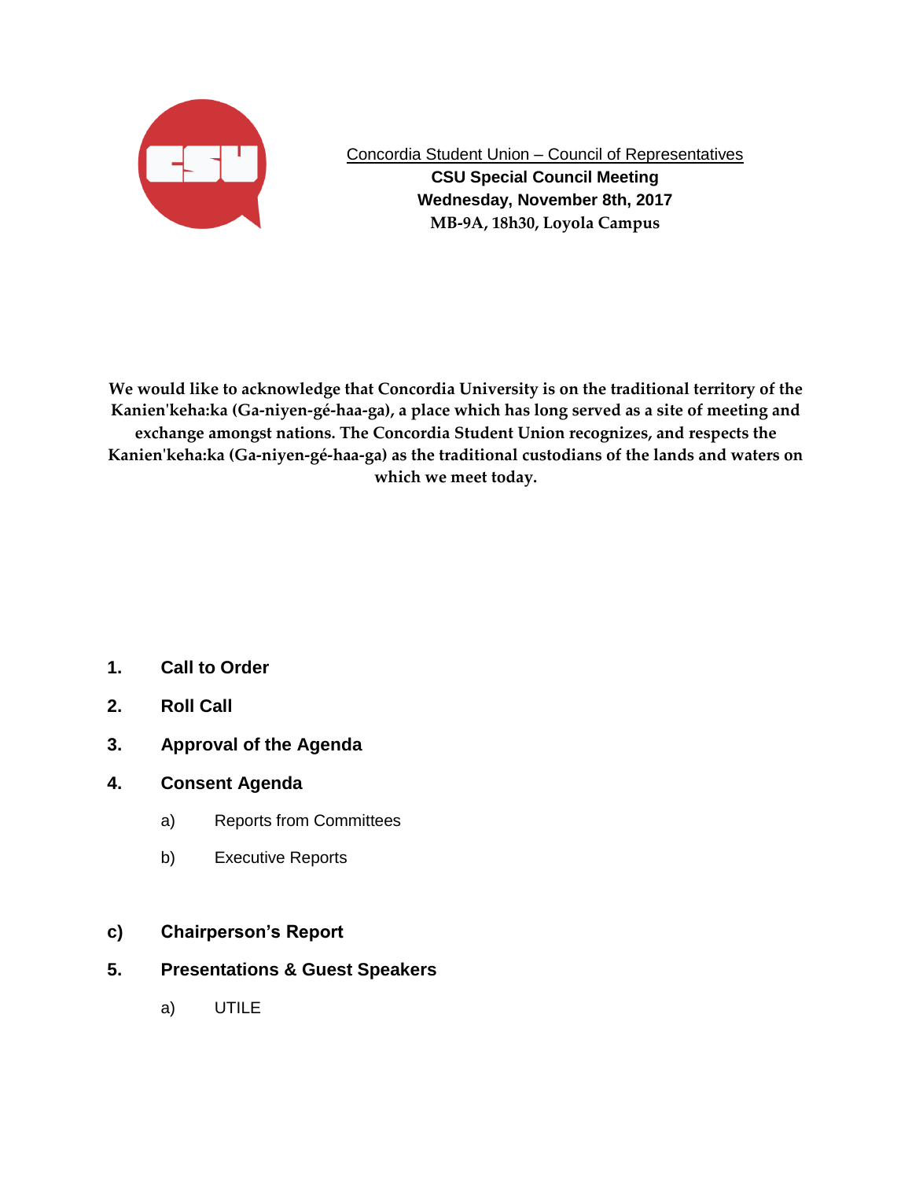Concordia Student Union – Council of Representatives

**CSU Special Council Meeting**

**Wednesday, November 8th, 2017**

**MB-9A, 18h30, Loyola Campus**

**We would like to acknowledge that Concordia University is on the traditional territory of the Kanien'keha:ka (Ga-niyen-gé-haa-ga), a place which has long served as a site of meeting and exchange amongst nations. The Concordia Student Union recognizes, and respects the Kanien'keha:ka (Ga-niyen-gé-haa-ga) as the traditional custodians of the lands and waters on which we meet today.**

**1. Call to Order**

**2. Roll Call**

**3. Approval of the Agenda**

**4. Consent Agenda**

a) Reports from Committees

b) Executive Reports

**c) Chairperson's Report**

**5. Presentations & Guest Speakers**

a) UTILE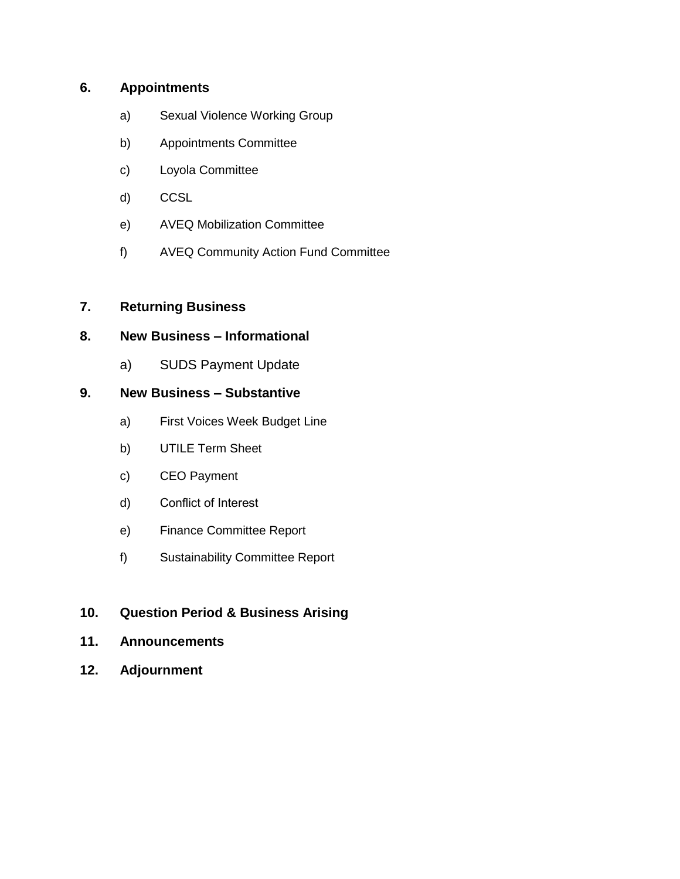## 6. Appointments

a) Sexual Violence Working Group

b) Appointments Committee

c) Loyola Committee

d) CCSL

e) AVEQ Mobilization Committee

f) AVEQ Community Action Fund Committee

## 7. Returning Business

## 8. New Business – Informational

a) SUDS Payment Update

## 9. New Business – Substantive

a) First Voices Week Budget Line

b) UTILE Term Sheet

c) CEO Payment

d) Conflict of Interest

e) Finance Committee Report

f) Sustainability Committee Report

## 10. Question Period & Business Arising

## 11. Announcements

## 12. Adjournment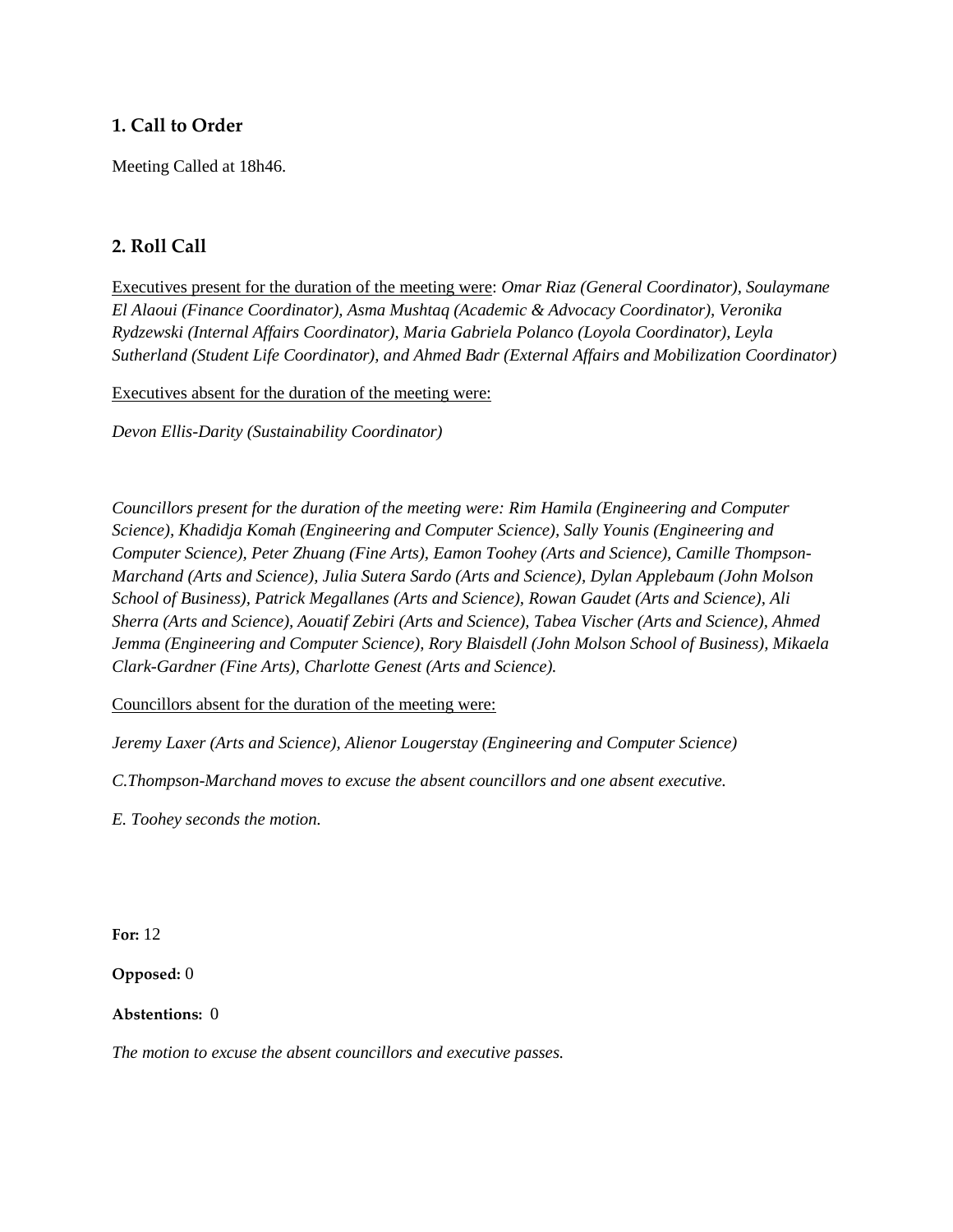## 1. Call to Order

Meeting Called at 18h46.

## 2. Roll Call

<u>Executives present for the duration of the meeting were</u>: *Omar Riaz (General Coordinator), Soulaymane El Alaoui (Finance Coordinator), Asma Mushtaq (Academic & Advocacy Coordinator), Veronika Rydzewski (Internal Affairs Coordinator), Maria Gabriela Polanco (Loyola Coordinator), Leyla Sutherland (Student Life Coordinator), and Ahmed Badr (External Affairs and Mobilization Coordinator)*

<u>Executives absent for the duration of the meeting were:</u>

*Devon Ellis-Darity (Sustainability Coordinator)*

*Councillors present for the duration of the meeting were: Rim Hamila (Engineering and Computer Science), Khadidja Komah (Engineering and Computer Science), Sally Younis (Engineering and Computer Science), Peter Zhuang (Fine Arts), Eamon Toohey (Arts and Science), Camille Thompson-Marchand (Arts and Science), Julia Sutera Sardo (Arts and Science), Dylan Applebaum (John Molson School of Business), Patrick Megallanes (Arts and Science), Rowan Gaudet (Arts and Science), Ali Sherra (Arts and Science), Aouatif Zebiri (Arts and Science), Tabea Vischer (Arts and Science), Ahmed Jemma (Engineering and Computer Science), Rory Blaisdell (John Molson School of Business), Mikaela Clark-Gardner (Fine Arts), Charlotte Genest (Arts and Science).*

<u>Councillors absent for the duration of the meeting were:</u>

*Jeremy Laxer (Arts and Science), Alienor Lougerstay (Engineering and Computer Science)*

*C.Thompson-Marchand moves to excuse the absent councillors and one absent executive.*

*E. Toohey seconds the motion.*

**For:** 12

**Opposed:** 0

**Abstentions:** 0

*The motion to excuse the absent councillors and executive passes.*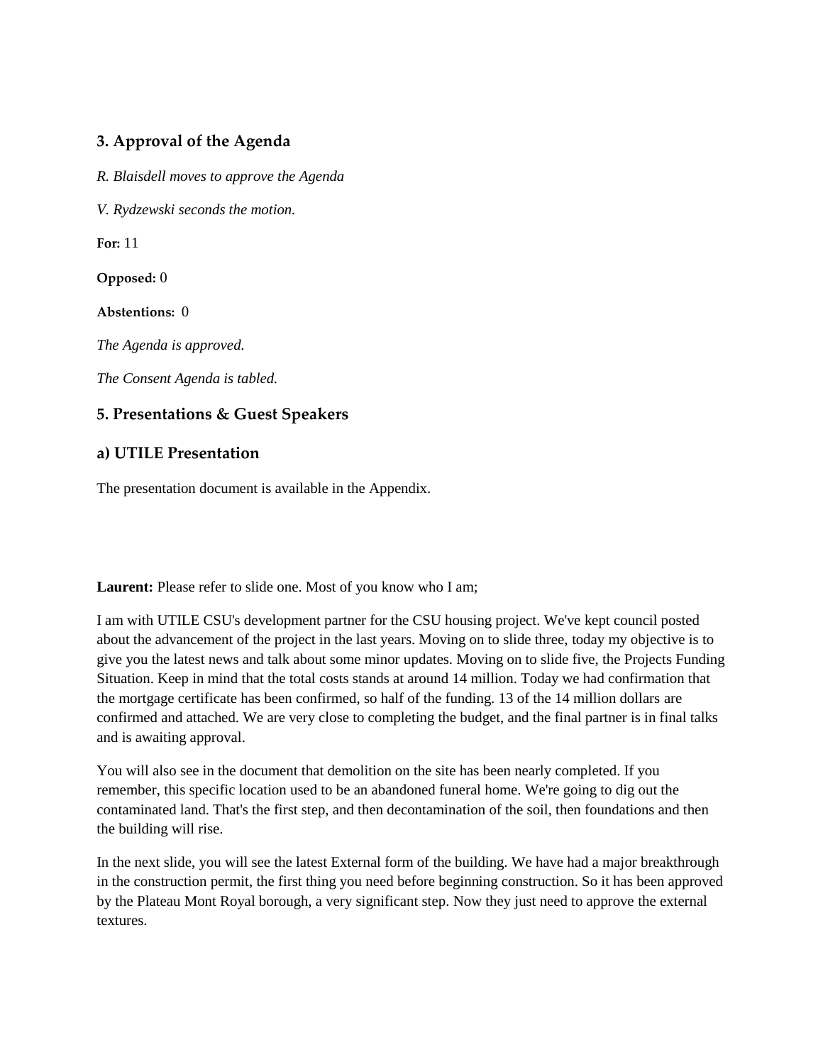### 3. Approval of the Agenda

*R. Blaisdell moves to approve the Agenda*

*V. Rydzewski seconds the motion.*

**For:** 11

**Opposed:** 0

**Abstentions:** 0

*The Agenda is approved.*

*The Consent Agenda is tabled.*

### 5. Presentations & Guest Speakers

### a) UTILE Presentation

The presentation document is available in the Appendix.

**Laurent:** Please refer to slide one. Most of you know who I am;

I am with UTILE CSU's development partner for the CSU housing project. We've kept council posted about the advancement of the project in the last years. Moving on to slide three, today my objective is to give you the latest news and talk about some minor updates. Moving on to slide five, the Projects Funding Situation. Keep in mind that the total costs stands at around 14 million. Today we had confirmation that the mortgage certificate has been confirmed, so half of the funding. 13 of the 14 million dollars are confirmed and attached. We are very close to completing the budget, and the final partner is in final talks and is awaiting approval.

You will also see in the document that demolition on the site has been nearly completed. If you remember, this specific location used to be an abandoned funeral home. We're going to dig out the contaminated land. That's the first step, and then decontamination of the soil, then foundations and then the building will rise.

In the next slide, you will see the latest External form of the building. We have had a major breakthrough in the construction permit, the first thing you need before beginning construction. So it has been approved by the Plateau Mont Royal borough, a very significant step. Now they just need to approve the external textures.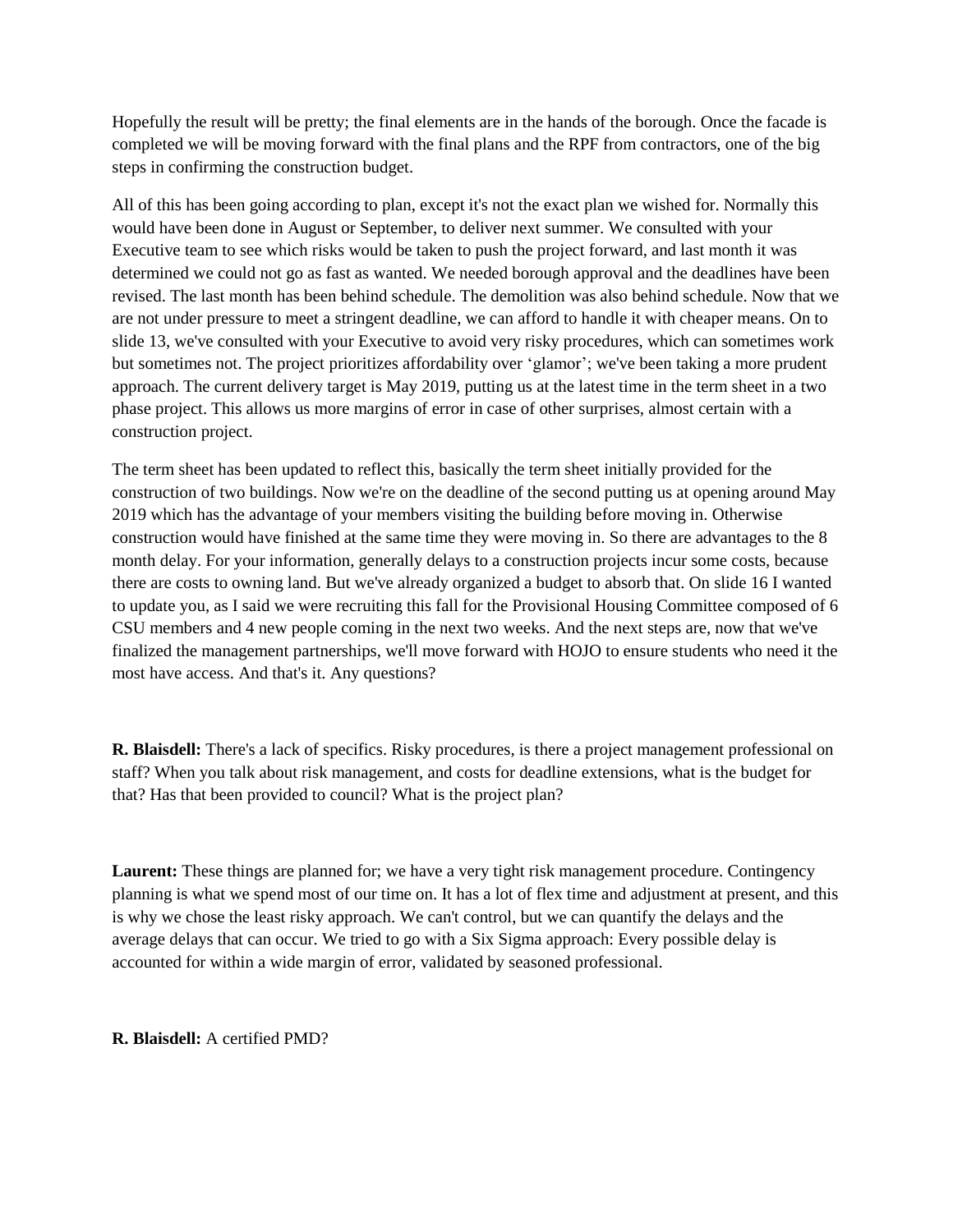Hopefully the result will be pretty; the final elements are in the hands of the borough. Once the facade is completed we will be moving forward with the final plans and the RPF from contractors, one of the big steps in confirming the construction budget.

All of this has been going according to plan, except it's not the exact plan we wished for. Normally this would have been done in August or September, to deliver next summer. We consulted with your Executive team to see which risks would be taken to push the project forward, and last month it was determined we could not go as fast as wanted. We needed borough approval and the deadlines have been revised. The last month has been behind schedule. The demolition was also behind schedule. Now that we are not under pressure to meet a stringent deadline, we can afford to handle it with cheaper means. On to slide 13, we've consulted with your Executive to avoid very risky procedures, which can sometimes work but sometimes not. The project prioritizes affordability over 'glamor'; we've been taking a more prudent approach. The current delivery target is May 2019, putting us at the latest time in the term sheet in a two phase project. This allows us more margins of error in case of other surprises, almost certain with a construction project.

The term sheet has been updated to reflect this, basically the term sheet initially provided for the construction of two buildings. Now we're on the deadline of the second putting us at opening around May 2019 which has the advantage of your members visiting the building before moving in. Otherwise construction would have finished at the same time they were moving in. So there are advantages to the 8 month delay. For your information, generally delays to a construction projects incur some costs, because there are costs to owning land. But we've already organized a budget to absorb that. On slide 16 I wanted to update you, as I said we were recruiting this fall for the Provisional Housing Committee composed of 6 CSU members and 4 new people coming in the next two weeks. And the next steps are, now that we've finalized the management partnerships, we'll move forward with HOJO to ensure students who need it the most have access. And that's it. Any questions?

**R. Blaisdell:** There's a lack of specifics. Risky procedures, is there a project management professional on staff? When you talk about risk management, and costs for deadline extensions, what is the budget for that? Has that been provided to council? What is the project plan?

**Laurent:** These things are planned for; we have a very tight risk management procedure. Contingency planning is what we spend most of our time on. It has a lot of flex time and adjustment at present, and this is why we chose the least risky approach. We can't control, but we can quantify the delays and the average delays that can occur. We tried to go with a Six Sigma approach: Every possible delay is accounted for within a wide margin of error, validated by seasoned professional.

**R. Blaisdell:** A certified PMD?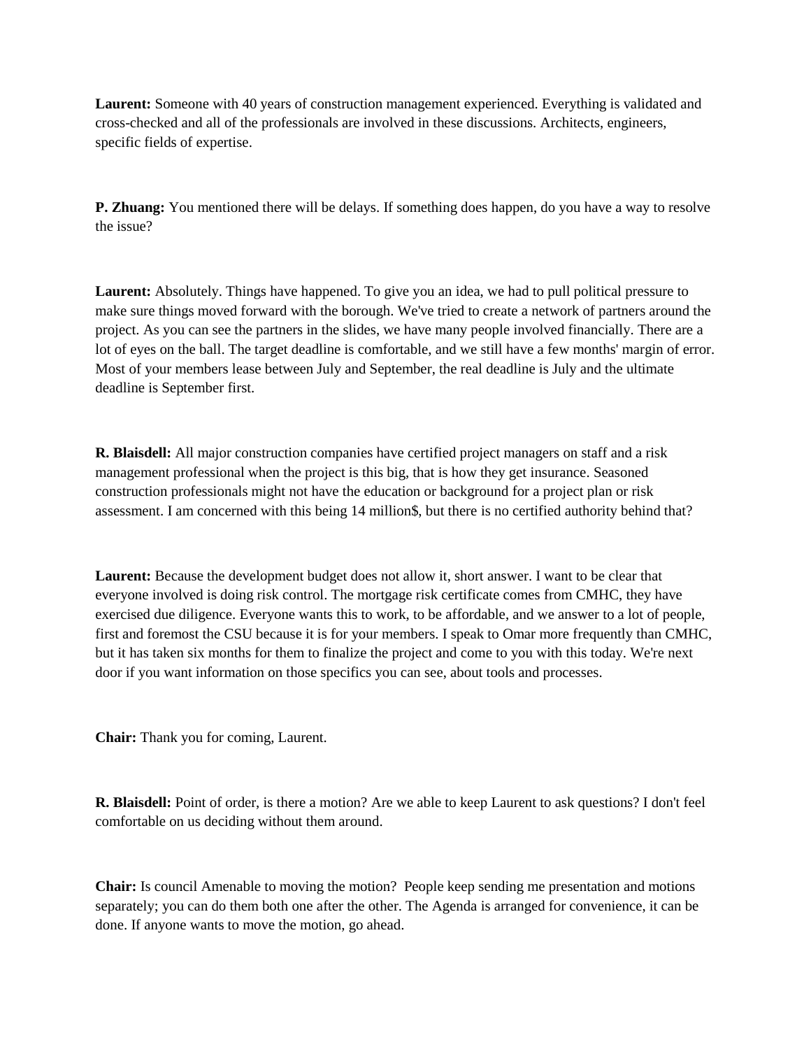**Laurent:** Someone with 40 years of construction management experienced. Everything is validated and cross-checked and all of the professionals are involved in these discussions. Architects, engineers, specific fields of expertise.

**P. Zhuang:** You mentioned there will be delays. If something does happen, do you have a way to resolve the issue?

**Laurent:** Absolutely. Things have happened. To give you an idea, we had to pull political pressure to make sure things moved forward with the borough. We've tried to create a network of partners around the project. As you can see the partners in the slides, we have many people involved financially. There are a lot of eyes on the ball. The target deadline is comfortable, and we still have a few months' margin of error. Most of your members lease between July and September, the real deadline is July and the ultimate deadline is September first.

**R. Blaisdell:** All major construction companies have certified project managers on staff and a risk management professional when the project is this big, that is how they get insurance. Seasoned construction professionals might not have the education or background for a project plan or risk assessment. I am concerned with this being 14 million$, but there is no certified authority behind that?

**Laurent:** Because the development budget does not allow it, short answer. I want to be clear that everyone involved is doing risk control. The mortgage risk certificate comes from CMHC, they have exercised due diligence. Everyone wants this to work, to be affordable, and we answer to a lot of people, first and foremost the CSU because it is for your members. I speak to Omar more frequently than CMHC, but it has taken six months for them to finalize the project and come to you with this today. We're next door if you want information on those specifics you can see, about tools and processes.

**Chair:** Thank you for coming, Laurent.

**R. Blaisdell:** Point of order, is there a motion? Are we able to keep Laurent to ask questions? I don't feel comfortable on us deciding without them around.

**Chair:** Is council Amenable to moving the motion? People keep sending me presentation and motions separately; you can do them both one after the other. The Agenda is arranged for convenience, it can be done. If anyone wants to move the motion, go ahead.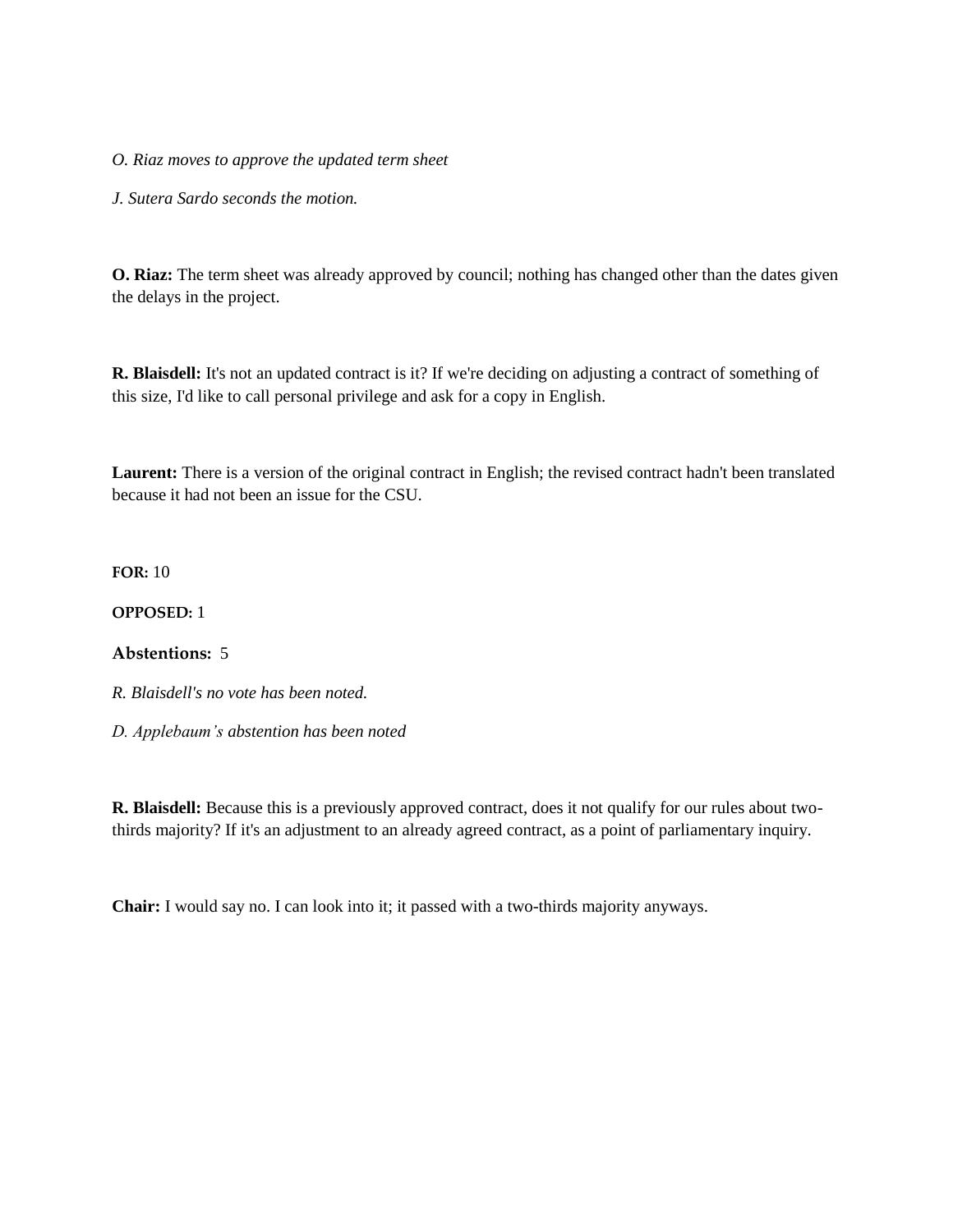*O. Riaz moves to approve the updated term sheet*

*J. Sutera Sardo seconds the motion.*

**O. Riaz:** The term sheet was already approved by council; nothing has changed other than the dates given the delays in the project.

**R. Blaisdell:** It's not an updated contract is it? If we're deciding on adjusting a contract of something of this size, I'd like to call personal privilege and ask for a copy in English.

**Laurent:** There is a version of the original contract in English; the revised contract hadn't been translated because it had not been an issue for the CSU.

**FOR:** 10

**OPPOSED:** 1

**Abstentions:** 5

*R. Blaisdell's no vote has been noted.*

*D. Applebaum's abstention has been noted*

**R. Blaisdell:** Because this is a previously approved contract, does it not qualify for our rules about two-thirds majority? If it's an adjustment to an already agreed contract, as a point of parliamentary inquiry.

**Chair:** I would say no. I can look into it; it passed with a two-thirds majority anyways.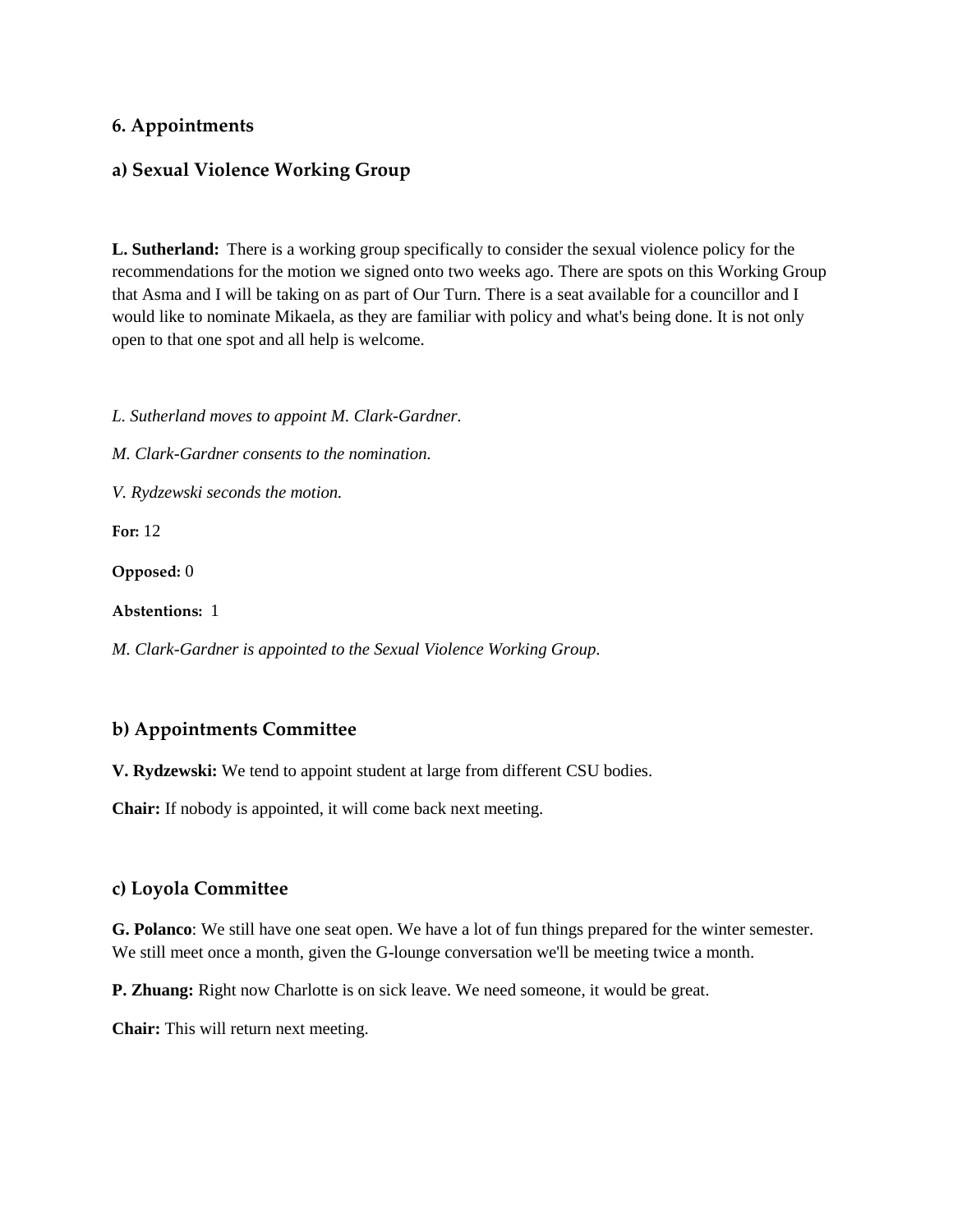## 6. Appointments

### a) Sexual Violence Working Group

**L. Sutherland:** There is a working group specifically to consider the sexual violence policy for the recommendations for the motion we signed onto two weeks ago. There are spots on this Working Group that Asma and I will be taking on as part of Our Turn. There is a seat available for a councillor and I would like to nominate Mikaela, as they are familiar with policy and what's being done. It is not only open to that one spot and all help is welcome.

*L. Sutherland moves to appoint M. Clark-Gardner.*

*M. Clark-Gardner consents to the nomination.*

*V. Rydzewski seconds the motion.*

**For:** 12

**Opposed:** 0

**Abstentions:** 1

*M. Clark-Gardner is appointed to the Sexual Violence Working Group.*

### b) Appointments Committee

**V. Rydzewski:** We tend to appoint student at large from different CSU bodies.

**Chair:** If nobody is appointed, it will come back next meeting.

### c) Loyola Committee

**G. Polanco**: We still have one seat open. We have a lot of fun things prepared for the winter semester. We still meet once a month, given the G-lounge conversation we'll be meeting twice a month.

**P. Zhuang:** Right now Charlotte is on sick leave. We need someone, it would be great.

**Chair:** This will return next meeting.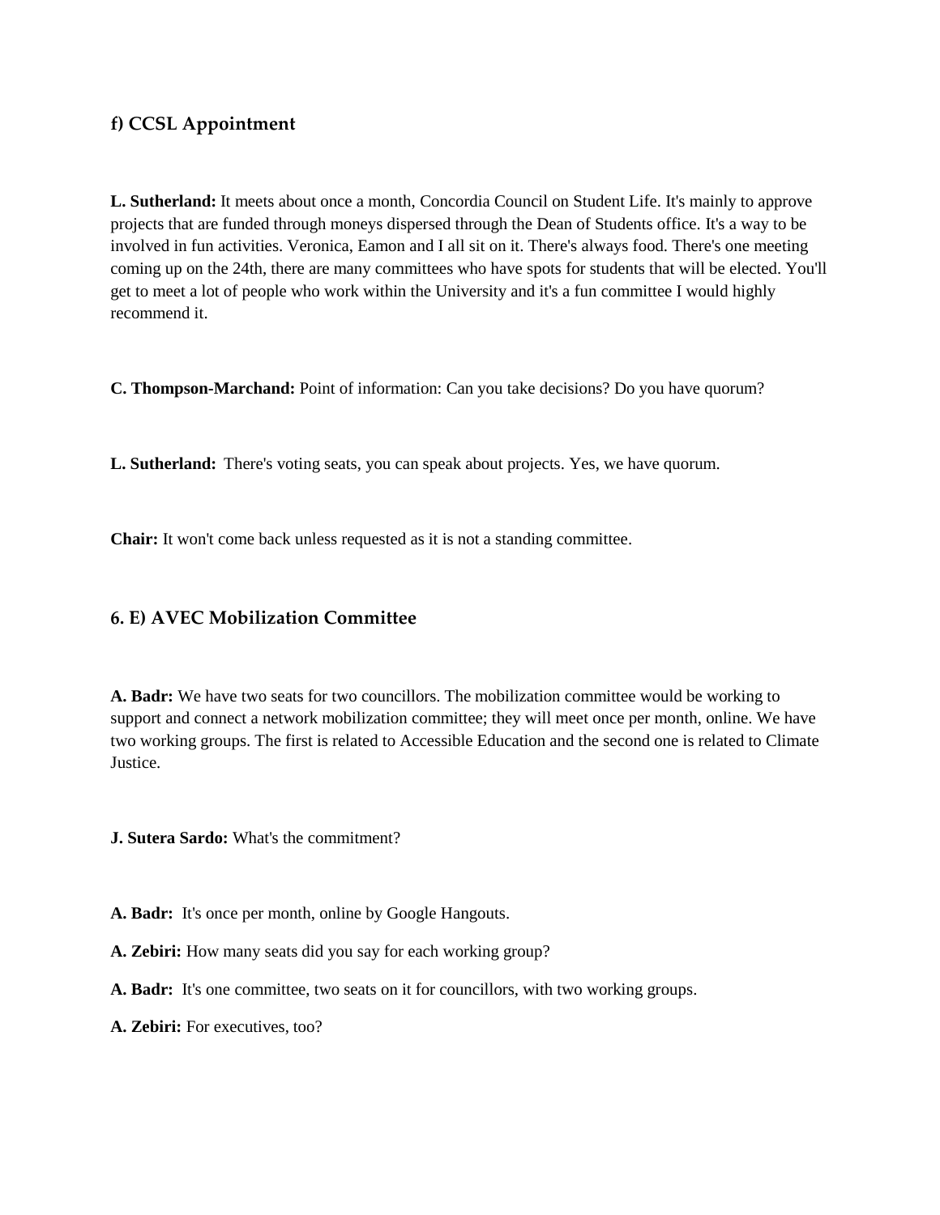### f) CCSL Appointment

**L. Sutherland:** It meets about once a month, Concordia Council on Student Life. It's mainly to approve projects that are funded through moneys dispersed through the Dean of Students office. It's a way to be involved in fun activities. Veronica, Eamon and I all sit on it. There's always food. There's one meeting coming up on the 24th, there are many committees who have spots for students that will be elected. You'll get to meet a lot of people who work within the University and it's a fun committee I would highly recommend it.

**C. Thompson-Marchand:** Point of information: Can you take decisions? Do you have quorum?

**L. Sutherland:** There's voting seats, you can speak about projects. Yes, we have quorum.

**Chair:** It won't come back unless requested as it is not a standing committee.

### 6. E) AVEC Mobilization Committee

**A. Badr:** We have two seats for two councillors. The mobilization committee would be working to support and connect a network mobilization committee; they will meet once per month, online. We have two working groups. The first is related to Accessible Education and the second one is related to Climate Justice.

**J. Sutera Sardo:** What's the commitment?

**A. Badr:** It's once per month, online by Google Hangouts.

**A. Zebiri:** How many seats did you say for each working group?

**A. Badr:** It's one committee, two seats on it for councillors, with two working groups.

**A. Zebiri:** For executives, too?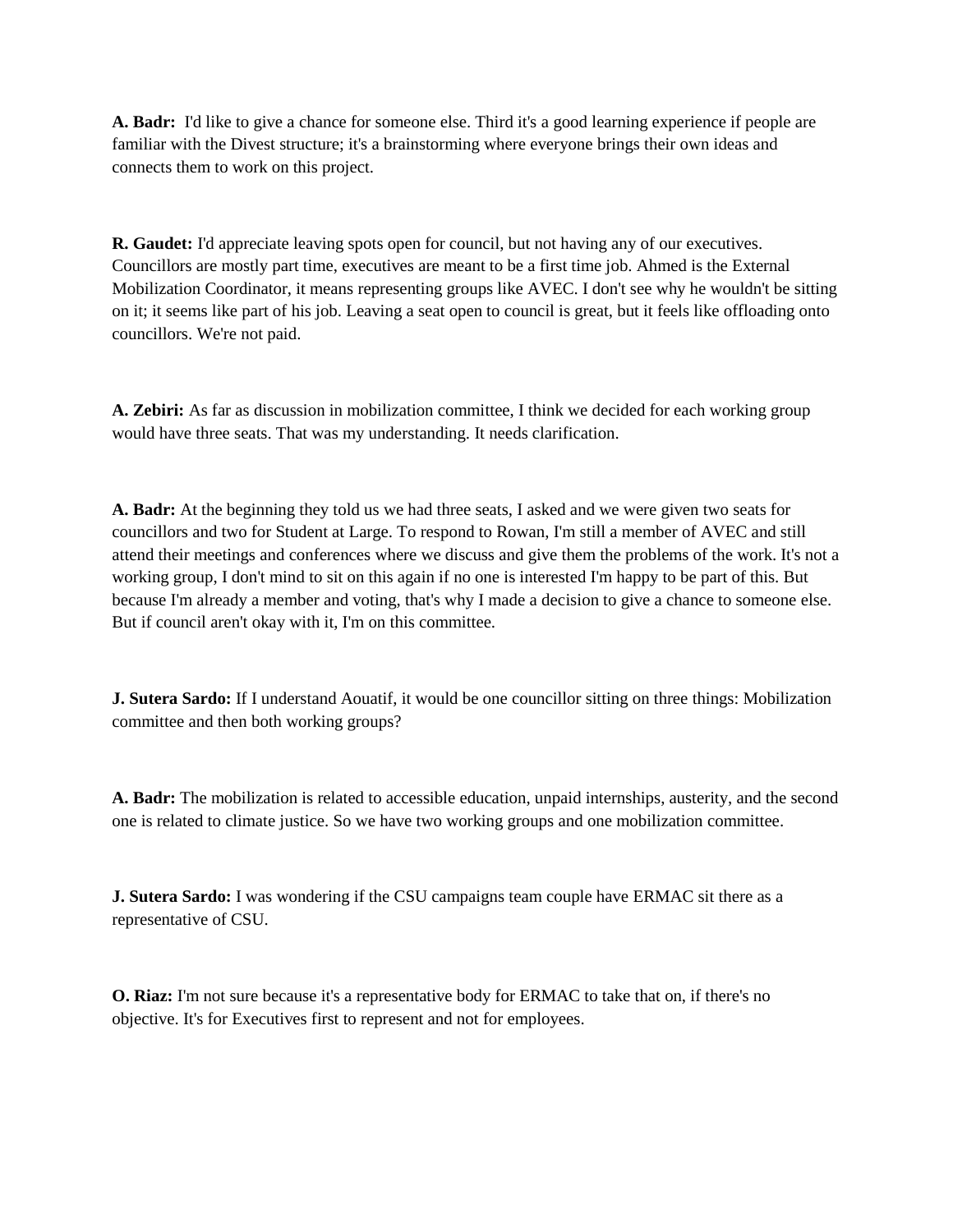**A. Badr:** I'd like to give a chance for someone else. Third it's a good learning experience if people are familiar with the Divest structure; it's a brainstorming where everyone brings their own ideas and connects them to work on this project.

**R. Gaudet:** I'd appreciate leaving spots open for council, but not having any of our executives. Councillors are mostly part time, executives are meant to be a first time job. Ahmed is the External Mobilization Coordinator, it means representing groups like AVEC. I don't see why he wouldn't be sitting on it; it seems like part of his job. Leaving a seat open to council is great, but it feels like offloading onto councillors. We're not paid.

**A. Zebiri:** As far as discussion in mobilization committee, I think we decided for each working group would have three seats. That was my understanding. It needs clarification.

**A. Badr:** At the beginning they told us we had three seats, I asked and we were given two seats for councillors and two for Student at Large. To respond to Rowan, I'm still a member of AVEC and still attend their meetings and conferences where we discuss and give them the problems of the work. It's not a working group, I don't mind to sit on this again if no one is interested I'm happy to be part of this. But because I'm already a member and voting, that's why I made a decision to give a chance to someone else. But if council aren't okay with it, I'm on this committee.

**J. Sutera Sardo:** If I understand Aouatif, it would be one councillor sitting on three things: Mobilization committee and then both working groups?

**A. Badr:** The mobilization is related to accessible education, unpaid internships, austerity, and the second one is related to climate justice. So we have two working groups and one mobilization committee.

**J. Sutera Sardo:** I was wondering if the CSU campaigns team couple have ERMAC sit there as a representative of CSU.

**O. Riaz:** I'm not sure because it's a representative body for ERMAC to take that on, if there's no objective. It's for Executives first to represent and not for employees.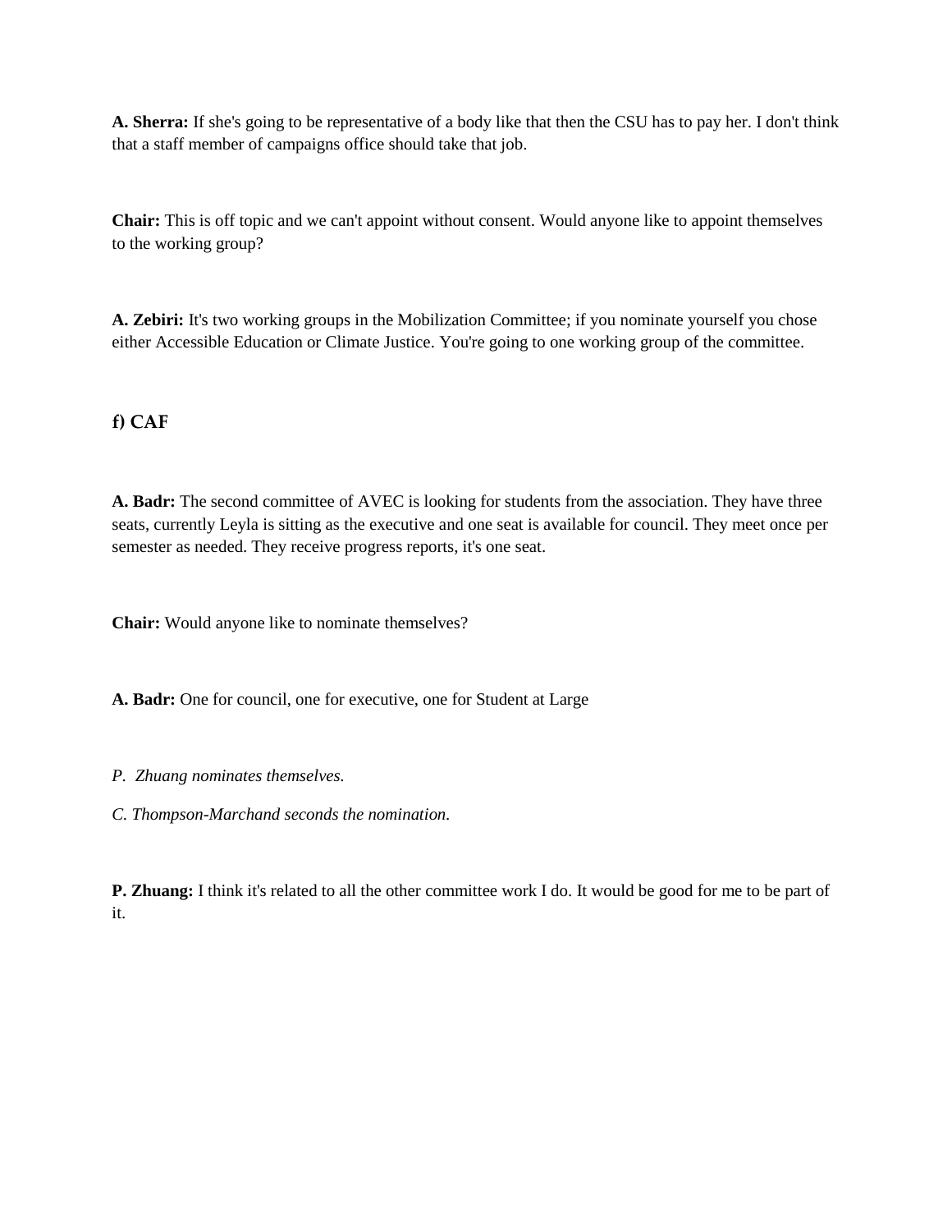**A. Sherra:** If she's going to be representative of a body like that then the CSU has to pay her. I don't think that a staff member of campaigns office should take that job.

**Chair:** This is off topic and we can't appoint without consent. Would anyone like to appoint themselves to the working group?

**A. Zebiri:** It's two working groups in the Mobilization Committee; if you nominate yourself you chose either Accessible Education or Climate Justice. You're going to one working group of the committee.

### f) CAF

**A. Badr:** The second committee of AVEC is looking for students from the association. They have three seats, currently Leyla is sitting as the executive and one seat is available for council. They meet once per semester as needed. They receive progress reports, it's one seat.

**Chair:** Would anyone like to nominate themselves?

**A. Badr:** One for council, one for executive, one for Student at Large

*P. Zhuang nominates themselves.*

*C. Thompson-Marchand seconds the nomination.*

**P. Zhuang:** I think it's related to all the other committee work I do. It would be good for me to be part of it.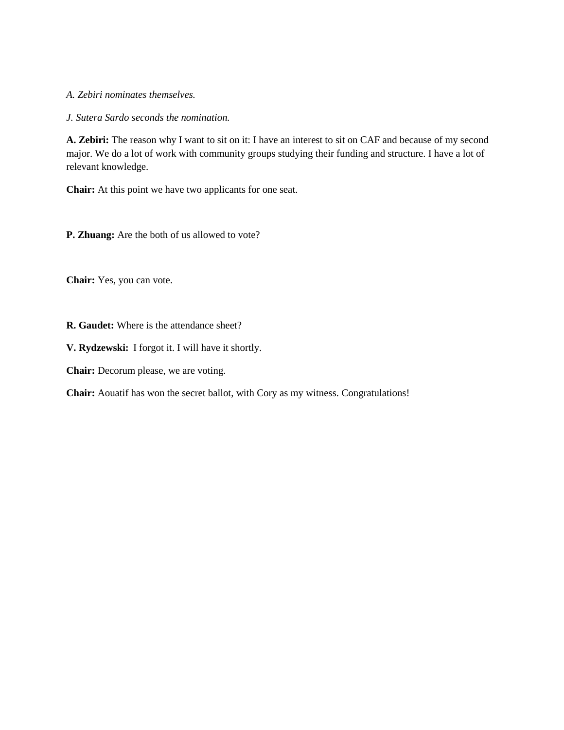*A. Zebiri nominates themselves.*

*J. Sutera Sardo seconds the nomination.*

**A. Zebiri:** The reason why I want to sit on it: I have an interest to sit on CAF and because of my second major. We do a lot of work with community groups studying their funding and structure. I have a lot of relevant knowledge.

**Chair:** At this point we have two applicants for one seat.

**P. Zhuang:** Are the both of us allowed to vote?

**Chair:** Yes, you can vote.

**R. Gaudet:** Where is the attendance sheet?

**V. Rydzewski:** I forgot it. I will have it shortly.

**Chair:** Decorum please, we are voting.

**Chair:** Aouatif has won the secret ballot, with Cory as my witness. Congratulations!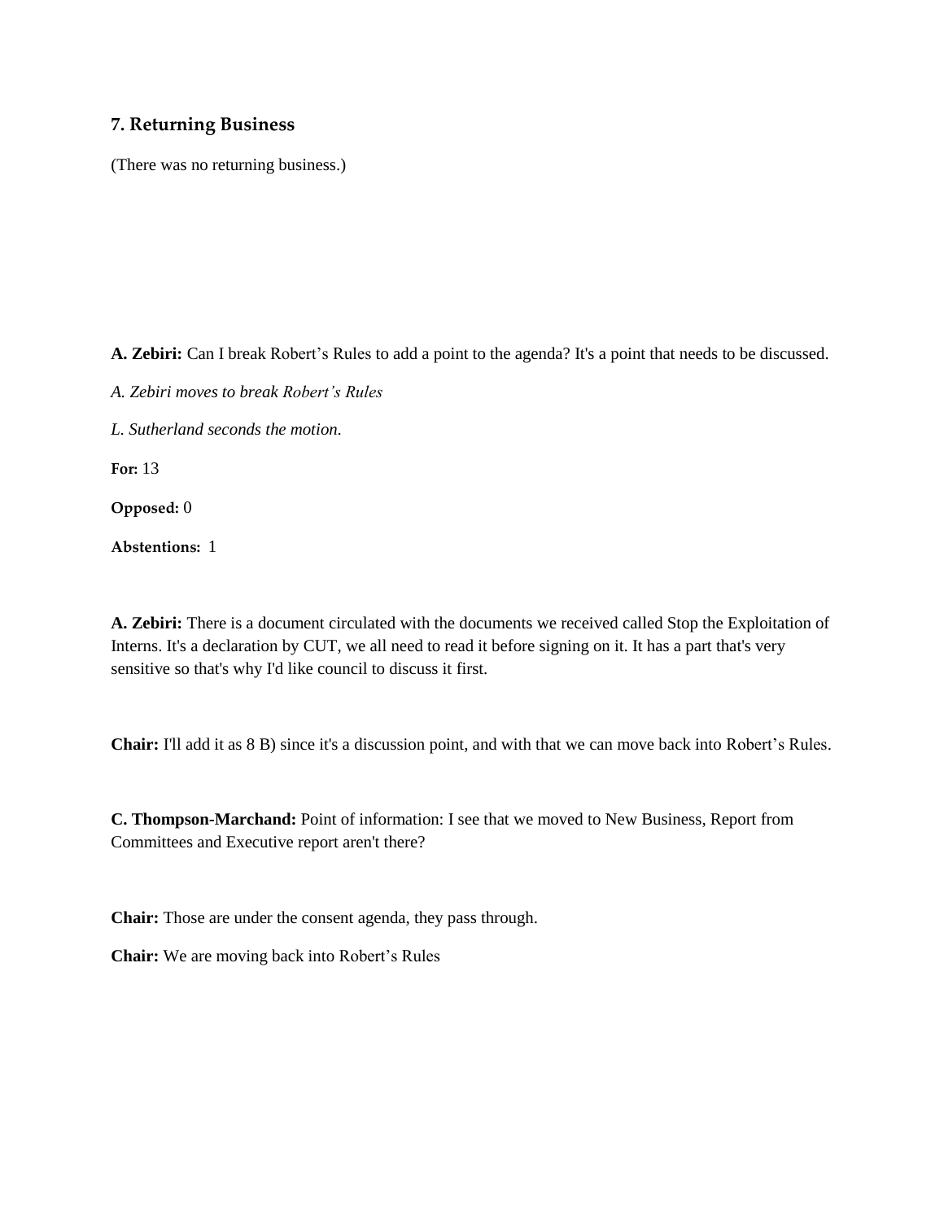### 7. Returning Business

(There was no returning business.)

**A. Zebiri:** Can I break Robert's Rules to add a point to the agenda? It's a point that needs to be discussed.

*A. Zebiri moves to break Robert's Rules*

*L. Sutherland seconds the motion.*

**For:** 13

**Opposed:** 0

**Abstentions:** 1

**A. Zebiri:** There is a document circulated with the documents we received called Stop the Exploitation of Interns. It's a declaration by CUT, we all need to read it before signing on it. It has a part that's very sensitive so that's why I'd like council to discuss it first.

**Chair:** I'll add it as 8 B) since it's a discussion point, and with that we can move back into Robert's Rules.

**C. Thompson-Marchand:** Point of information: I see that we moved to New Business, Report from Committees and Executive report aren't there?

**Chair:** Those are under the consent agenda, they pass through.

**Chair:** We are moving back into Robert's Rules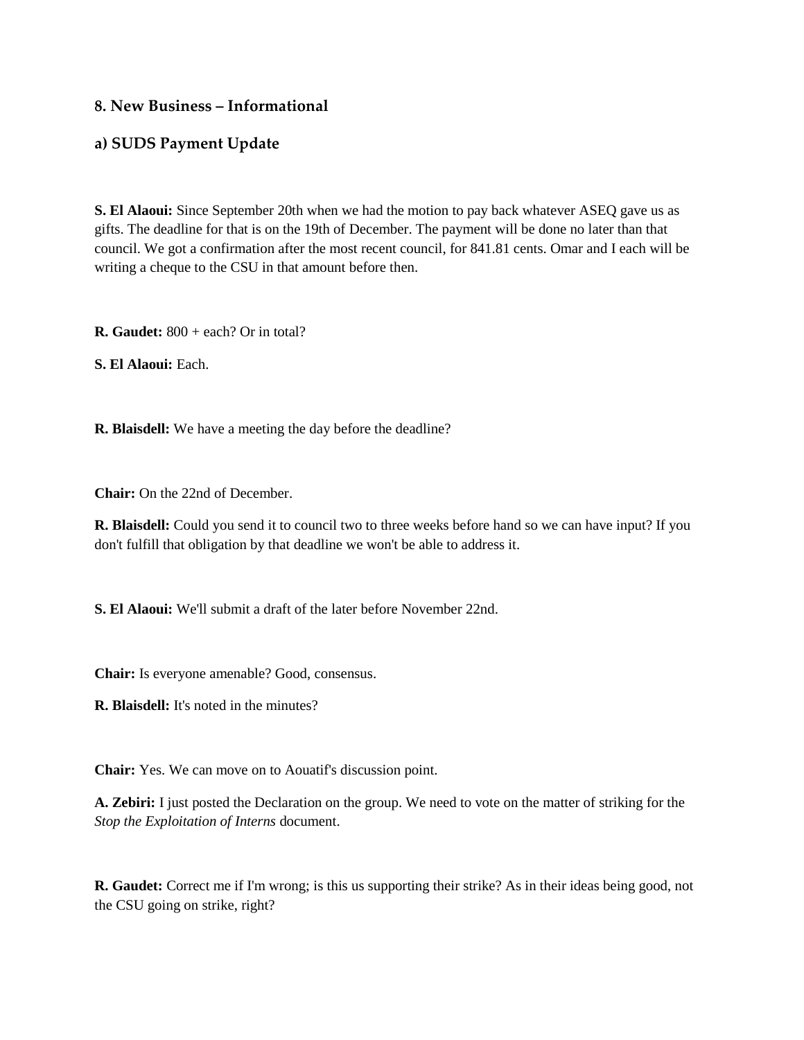## 8. New Business – Informational

### a) SUDS Payment Update

**S. El Alaoui:** Since September 20th when we had the motion to pay back whatever ASEQ gave us as gifts. The deadline for that is on the 19th of December. The payment will be done no later than that council. We got a confirmation after the most recent council, for 841.81 cents. Omar and I each will be writing a cheque to the CSU in that amount before then.

**R. Gaudet:** 800 + each? Or in total?

**S. El Alaoui:** Each.

**R. Blaisdell:** We have a meeting the day before the deadline?

**Chair:** On the 22nd of December.

**R. Blaisdell:** Could you send it to council two to three weeks before hand so we can have input? If you don't fulfill that obligation by that deadline we won't be able to address it.

**S. El Alaoui:** We'll submit a draft of the later before November 22nd.

**Chair:** Is everyone amenable? Good, consensus.

**R. Blaisdell:** It's noted in the minutes?

**Chair:** Yes. We can move on to Aouatif's discussion point.

**A. Zebiri:** I just posted the Declaration on the group. We need to vote on the matter of striking for the *Stop the Exploitation of Interns* document.

**R. Gaudet:** Correct me if I'm wrong; is this us supporting their strike? As in their ideas being good, not the CSU going on strike, right?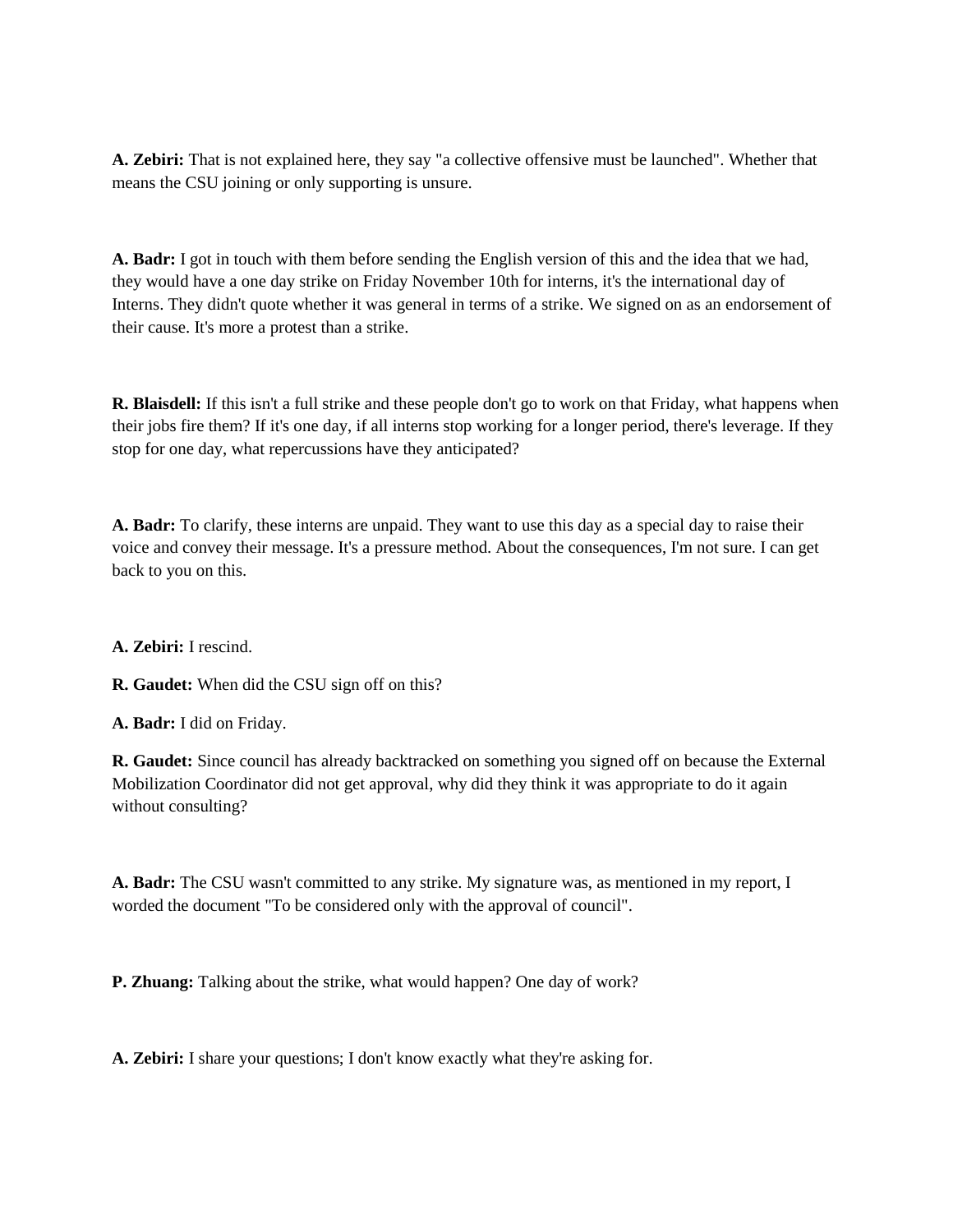**A. Zebiri:** That is not explained here, they say "a collective offensive must be launched". Whether that means the CSU joining or only supporting is unsure.

**A. Badr:** I got in touch with them before sending the English version of this and the idea that we had, they would have a one day strike on Friday November 10th for interns, it's the international day of Interns. They didn't quote whether it was general in terms of a strike. We signed on as an endorsement of their cause. It's more a protest than a strike.

**R. Blaisdell:** If this isn't a full strike and these people don't go to work on that Friday, what happens when their jobs fire them? If it's one day, if all interns stop working for a longer period, there's leverage. If they stop for one day, what repercussions have they anticipated?

**A. Badr:** To clarify, these interns are unpaid. They want to use this day as a special day to raise their voice and convey their message. It's a pressure method. About the consequences, I'm not sure. I can get back to you on this.

**A. Zebiri:** I rescind.

**R. Gaudet:** When did the CSU sign off on this?

**A. Badr:** I did on Friday.

**R. Gaudet:** Since council has already backtracked on something you signed off on because the External Mobilization Coordinator did not get approval, why did they think it was appropriate to do it again without consulting?

**A. Badr:** The CSU wasn't committed to any strike. My signature was, as mentioned in my report, I worded the document "To be considered only with the approval of council".

**P. Zhuang:** Talking about the strike, what would happen? One day of work?

**A. Zebiri:** I share your questions; I don't know exactly what they're asking for.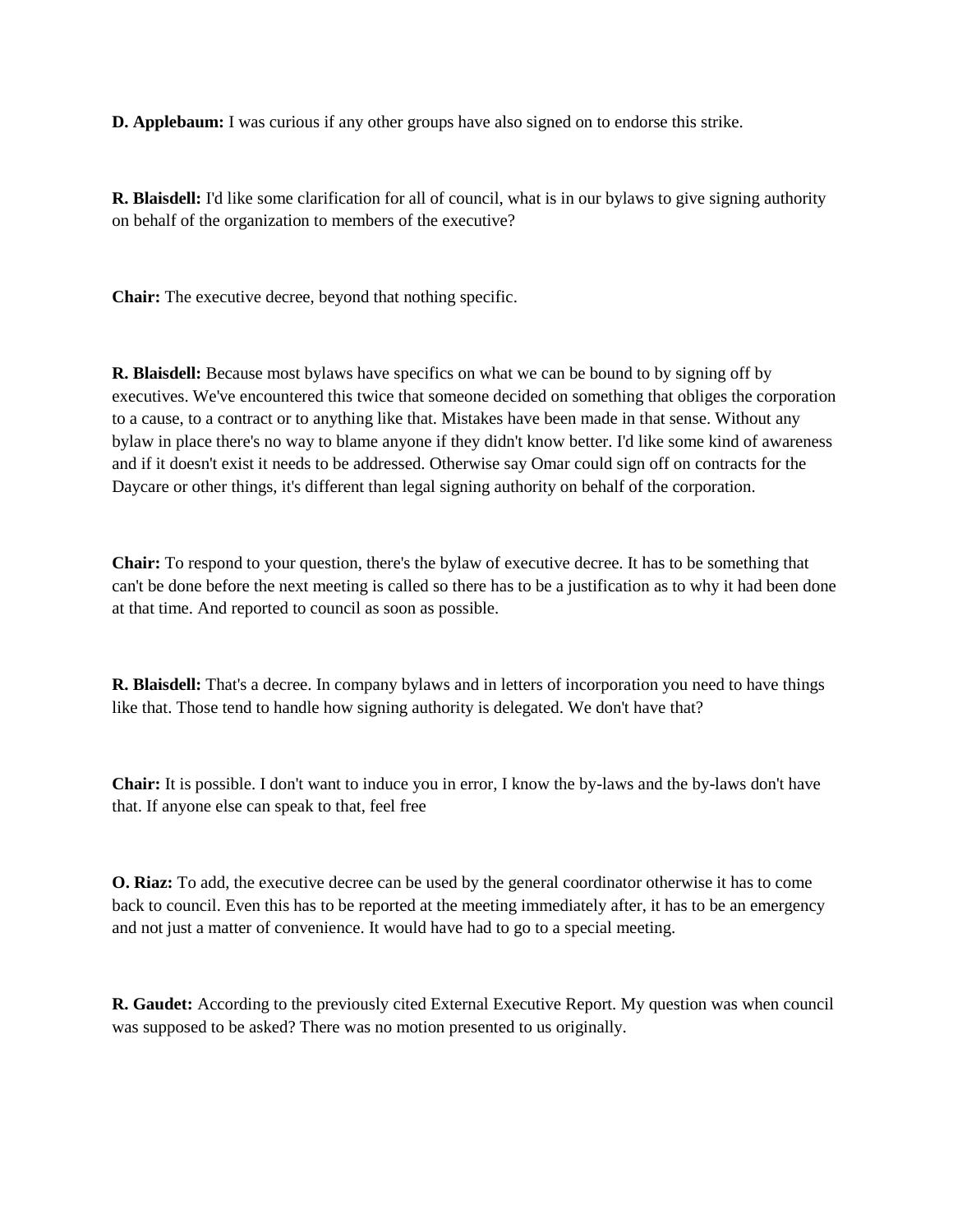**D. Applebaum:** I was curious if any other groups have also signed on to endorse this strike.

**R. Blaisdell:** I'd like some clarification for all of council, what is in our bylaws to give signing authority on behalf of the organization to members of the executive?

**Chair:** The executive decree, beyond that nothing specific.

**R. Blaisdell:** Because most bylaws have specifics on what we can be bound to by signing off by executives. We've encountered this twice that someone decided on something that obliges the corporation to a cause, to a contract or to anything like that. Mistakes have been made in that sense. Without any bylaw in place there's no way to blame anyone if they didn't know better. I'd like some kind of awareness and if it doesn't exist it needs to be addressed. Otherwise say Omar could sign off on contracts for the Daycare or other things, it's different than legal signing authority on behalf of the corporation.

**Chair:** To respond to your question, there's the bylaw of executive decree. It has to be something that can't be done before the next meeting is called so there has to be a justification as to why it had been done at that time. And reported to council as soon as possible.

**R. Blaisdell:** That's a decree. In company bylaws and in letters of incorporation you need to have things like that. Those tend to handle how signing authority is delegated. We don't have that?

**Chair:** It is possible. I don't want to induce you in error, I know the by-laws and the by-laws don't have that. If anyone else can speak to that, feel free

**O. Riaz:** To add, the executive decree can be used by the general coordinator otherwise it has to come back to council. Even this has to be reported at the meeting immediately after, it has to be an emergency and not just a matter of convenience. It would have had to go to a special meeting.

**R. Gaudet:** According to the previously cited External Executive Report. My question was when council was supposed to be asked? There was no motion presented to us originally.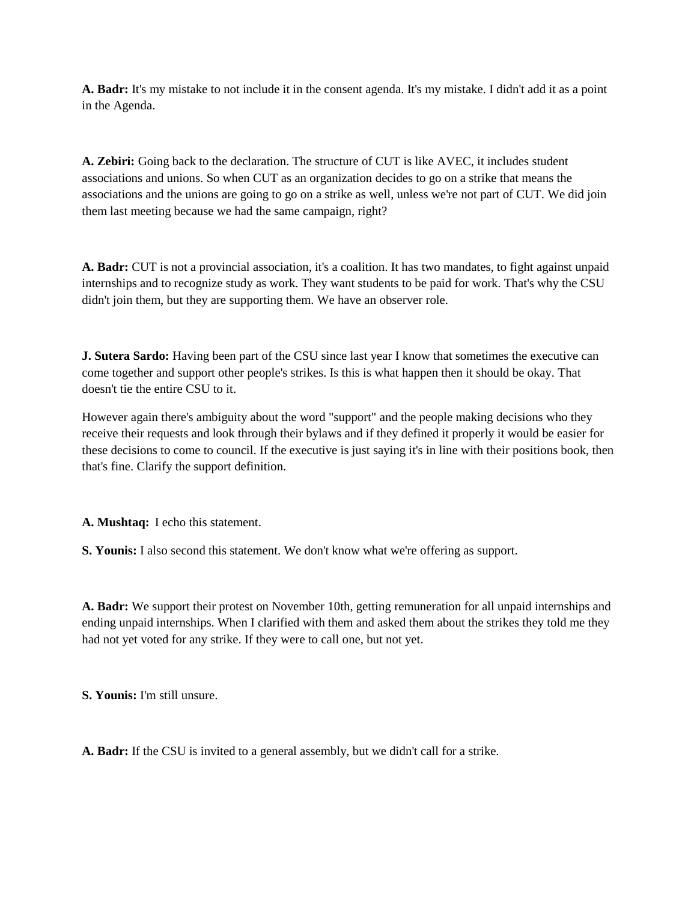**A. Badr:** It's my mistake to not include it in the consent agenda. It's my mistake. I didn't add it as a point in the Agenda.

**A. Zebiri:** Going back to the declaration. The structure of CUT is like AVEC, it includes student associations and unions. So when CUT as an organization decides to go on a strike that means the associations and the unions are going to go on a strike as well, unless we're not part of CUT. We did join them last meeting because we had the same campaign, right?

**A. Badr:** CUT is not a provincial association, it's a coalition. It has two mandates, to fight against unpaid internships and to recognize study as work. They want students to be paid for work. That's why the CSU didn't join them, but they are supporting them. We have an observer role.

**J. Sutera Sardo:** Having been part of the CSU since last year I know that sometimes the executive can come together and support other people's strikes. Is this is what happen then it should be okay. That doesn't tie the entire CSU to it.

However again there's ambiguity about the word "support" and the people making decisions who they receive their requests and look through their bylaws and if they defined it properly it would be easier for these decisions to come to council. If the executive is just saying it's in line with their positions book, then that's fine. Clarify the support definition.

**A. Mushtaq:** I echo this statement.

**S. Younis:** I also second this statement. We don't know what we're offering as support.

**A. Badr:** We support their protest on November 10th, getting remuneration for all unpaid internships and ending unpaid internships. When I clarified with them and asked them about the strikes they told me they had not yet voted for any strike. If they were to call one, but not yet.

**S. Younis:** I'm still unsure.

**A. Badr:** If the CSU is invited to a general assembly, but we didn't call for a strike.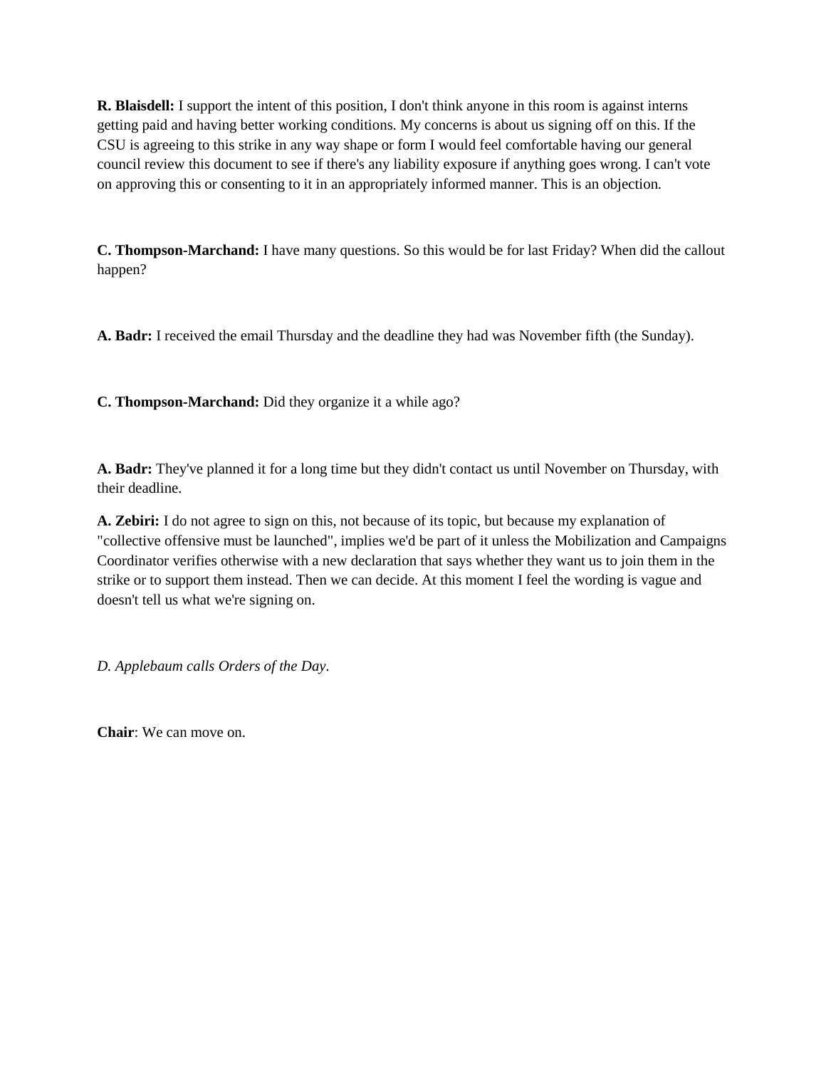**R. Blaisdell:** I support the intent of this position, I don't think anyone in this room is against interns getting paid and having better working conditions. My concerns is about us signing off on this. If the CSU is agreeing to this strike in any way shape or form I would feel comfortable having our general council review this document to see if there's any liability exposure if anything goes wrong. I can't vote on approving this or consenting to it in an appropriately informed manner. This is an objection.

**C. Thompson-Marchand:** I have many questions. So this would be for last Friday? When did the callout happen?

**A. Badr:** I received the email Thursday and the deadline they had was November fifth (the Sunday).

**C. Thompson-Marchand:** Did they organize it a while ago?

**A. Badr:** They've planned it for a long time but they didn't contact us until November on Thursday, with their deadline.

**A. Zebiri:** I do not agree to sign on this, not because of its topic, but because my explanation of "collective offensive must be launched", implies we'd be part of it unless the Mobilization and Campaigns Coordinator verifies otherwise with a new declaration that says whether they want us to join them in the strike or to support them instead. Then we can decide. At this moment I feel the wording is vague and doesn't tell us what we're signing on.

*D. Applebaum calls Orders of the Day*.

**Chair**: We can move on.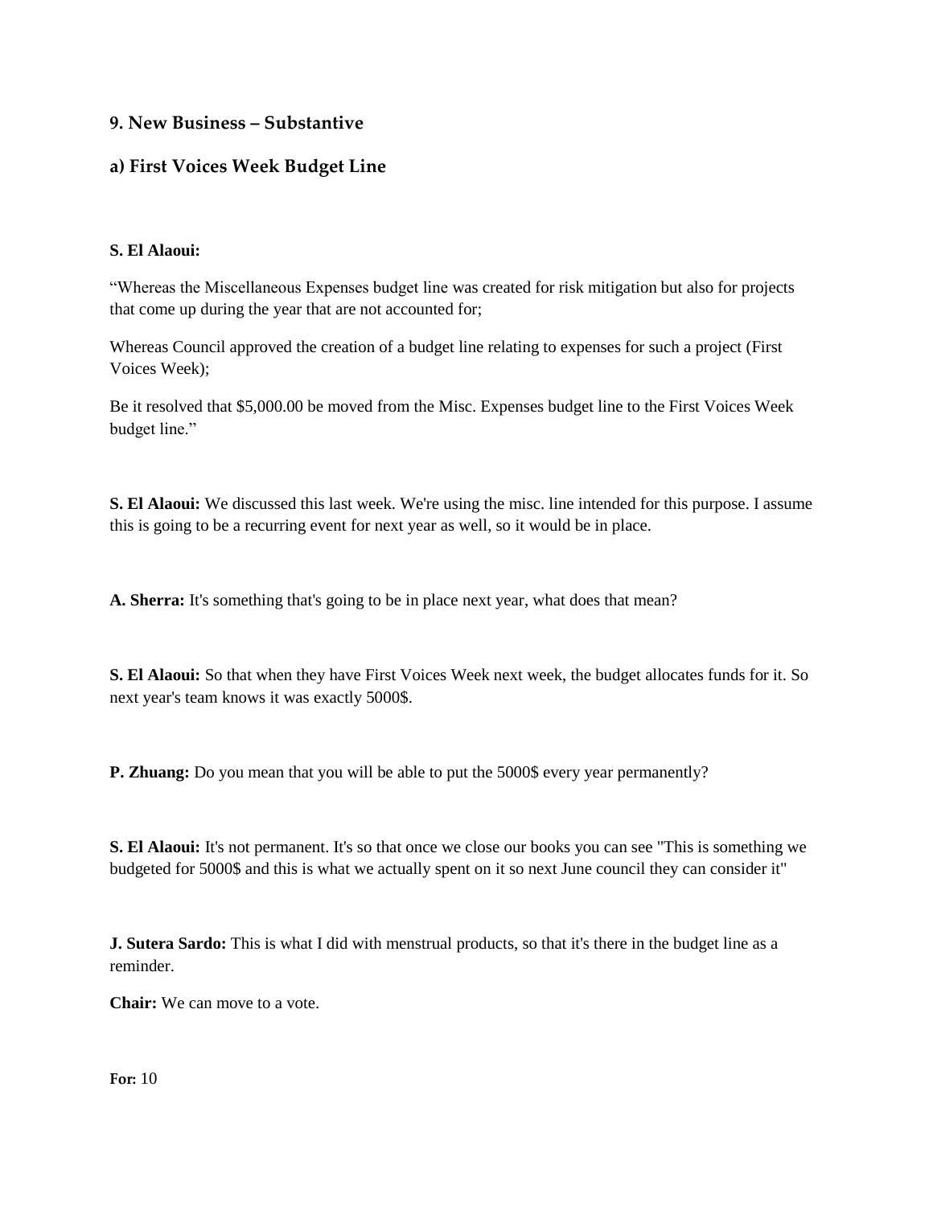## 9. New Business – Substantive

### a) First Voices Week Budget Line

**S. El Alaoui:**

"Whereas the Miscellaneous Expenses budget line was created for risk mitigation but also for projects that come up during the year that are not accounted for;

Whereas Council approved the creation of a budget line relating to expenses for such a project (First Voices Week);

Be it resolved that $5,000.00 be moved from the Misc. Expenses budget line to the First Voices Week budget line."

**S. El Alaoui:** We discussed this last week. We're using the misc. line intended for this purpose. I assume this is going to be a recurring event for next year as well, so it would be in place.

**A. Sherra:** It's something that's going to be in place next year, what does that mean?

**S. El Alaoui:** So that when they have First Voices Week next week, the budget allocates funds for it. So next year's team knows it was exactly 5000$.

**P. Zhuang:** Do you mean that you will be able to put the 5000$ every year permanently?

**S. El Alaoui:** It's not permanent. It's so that once we close our books you can see "This is something we budgeted for 5000$ and this is what we actually spent on it so next June council they can consider it"

**J. Sutera Sardo:** This is what I did with menstrual products, so that it's there in the budget line as a reminder.

**Chair:** We can move to a vote.

**For:** 10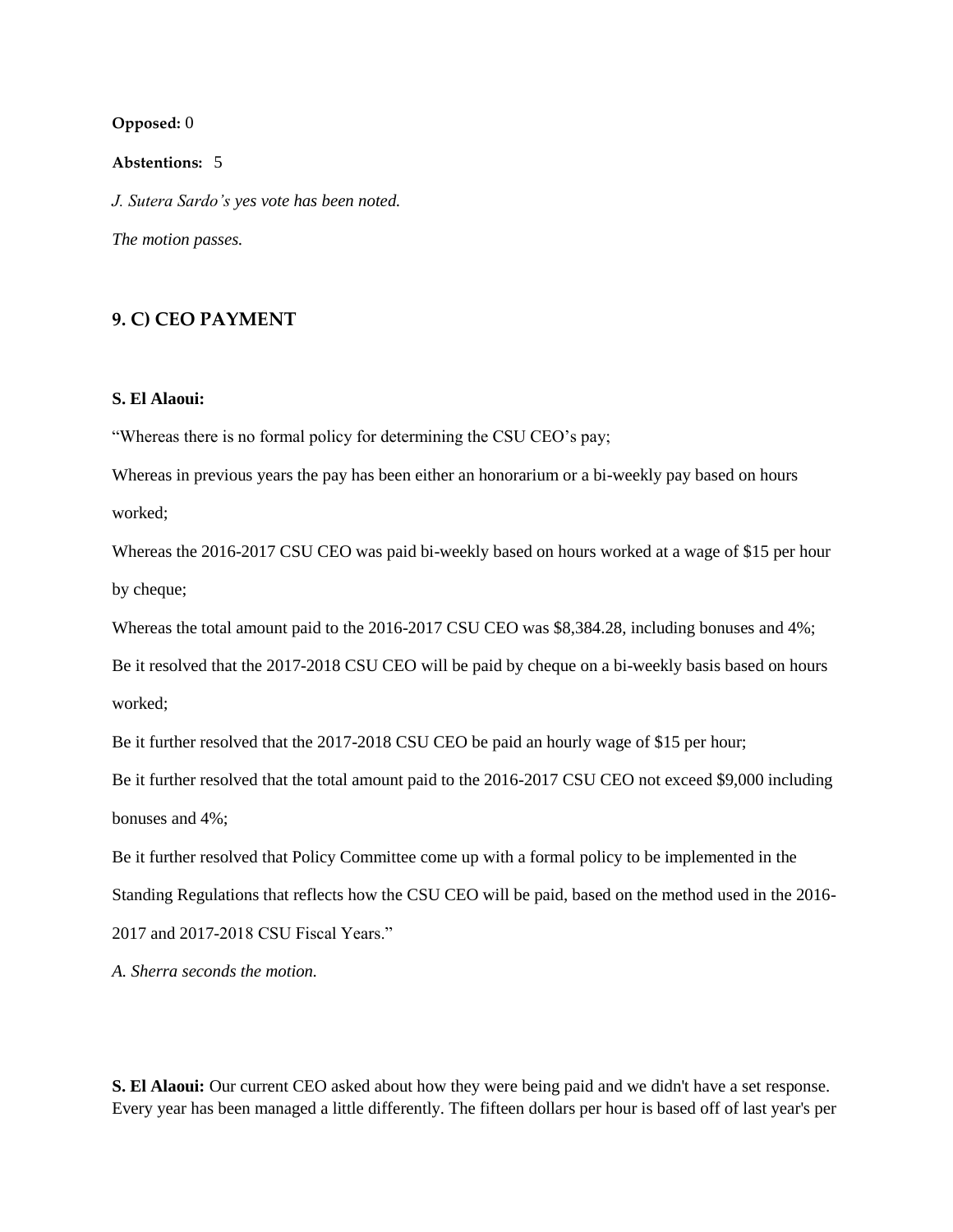**Opposed:** 0

**Abstentions:** 5

*J. Sutera Sardo's yes vote has been noted.*

*The motion passes.*

## 9. C) CEO PAYMENT

**S. El Alaoui:**

"Whereas there is no formal policy for determining the CSU CEO's pay;

Whereas in previous years the pay has been either an honorarium or a bi-weekly pay based on hours worked;

Whereas the 2016-2017 CSU CEO was paid bi-weekly based on hours worked at a wage of $15 per hour by cheque;

Whereas the total amount paid to the 2016-2017 CSU CEO was $8,384.28, including bonuses and 4%;

Be it resolved that the 2017-2018 CSU CEO will be paid by cheque on a bi-weekly basis based on hours worked;

Be it further resolved that the 2017-2018 CSU CEO be paid an hourly wage of $15 per hour;

Be it further resolved that the total amount paid to the 2016-2017 CSU CEO not exceed $9,000 including bonuses and 4%;

Be it further resolved that Policy Committee come up with a formal policy to be implemented in the Standing Regulations that reflects how the CSU CEO will be paid, based on the method used in the 2016-2017 and 2017-2018 CSU Fiscal Years."

*A. Sherra seconds the motion.*

**S. El Alaoui:** Our current CEO asked about how they were being paid and we didn't have a set response. Every year has been managed a little differently. The fifteen dollars per hour is based off of last year's per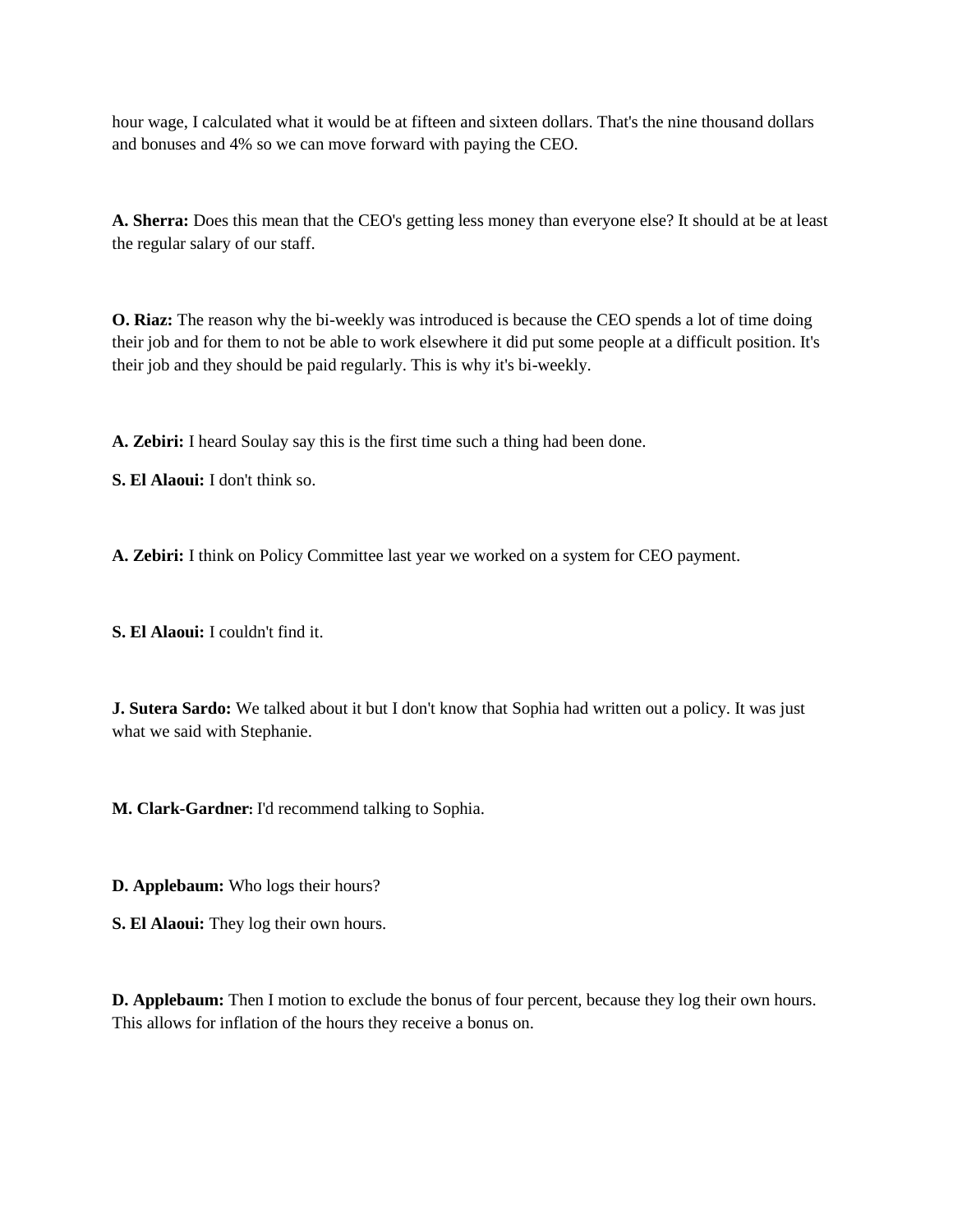hour wage, I calculated what it would be at fifteen and sixteen dollars. That's the nine thousand dollars and bonuses and 4% so we can move forward with paying the CEO.

**A. Sherra:** Does this mean that the CEO's getting less money than everyone else? It should at be at least the regular salary of our staff.

**O. Riaz:** The reason why the bi-weekly was introduced is because the CEO spends a lot of time doing their job and for them to not be able to work elsewhere it did put some people at a difficult position. It's their job and they should be paid regularly. This is why it's bi-weekly.

**A. Zebiri:** I heard Soulay say this is the first time such a thing had been done.

**S. El Alaoui:** I don't think so.

**A. Zebiri:** I think on Policy Committee last year we worked on a system for CEO payment.

**S. El Alaoui:** I couldn't find it.

**J. Sutera Sardo:** We talked about it but I don't know that Sophia had written out a policy. It was just what we said with Stephanie.

**M. Clark-Gardner:** I'd recommend talking to Sophia.

**D. Applebaum:** Who logs their hours?

**S. El Alaoui:** They log their own hours.

**D. Applebaum:** Then I motion to exclude the bonus of four percent, because they log their own hours. This allows for inflation of the hours they receive a bonus on.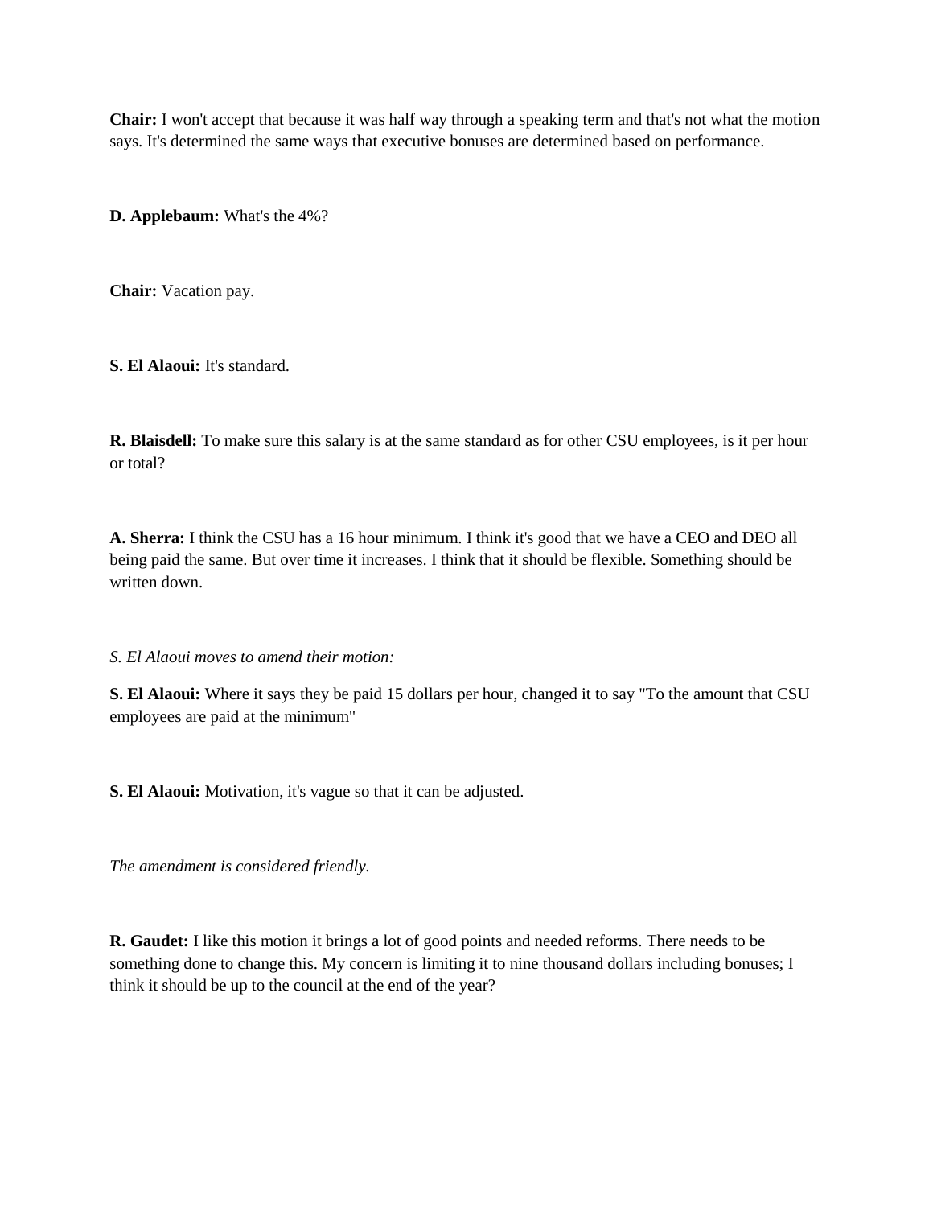**Chair:** I won't accept that because it was half way through a speaking term and that's not what the motion says. It's determined the same ways that executive bonuses are determined based on performance.

**D. Applebaum:** What's the 4%?

**Chair:** Vacation pay.

**S. El Alaoui:** It's standard.

**R. Blaisdell:** To make sure this salary is at the same standard as for other CSU employees, is it per hour or total?

**A. Sherra:** I think the CSU has a 16 hour minimum. I think it's good that we have a CEO and DEO all being paid the same. But over time it increases. I think that it should be flexible. Something should be written down.

*S. El Alaoui moves to amend their motion:*

**S. El Alaoui:** Where it says they be paid 15 dollars per hour, changed it to say "To the amount that CSU employees are paid at the minimum"

**S. El Alaoui:** Motivation, it's vague so that it can be adjusted.

*The amendment is considered friendly.*

**R. Gaudet:** I like this motion it brings a lot of good points and needed reforms. There needs to be something done to change this. My concern is limiting it to nine thousand dollars including bonuses; I think it should be up to the council at the end of the year?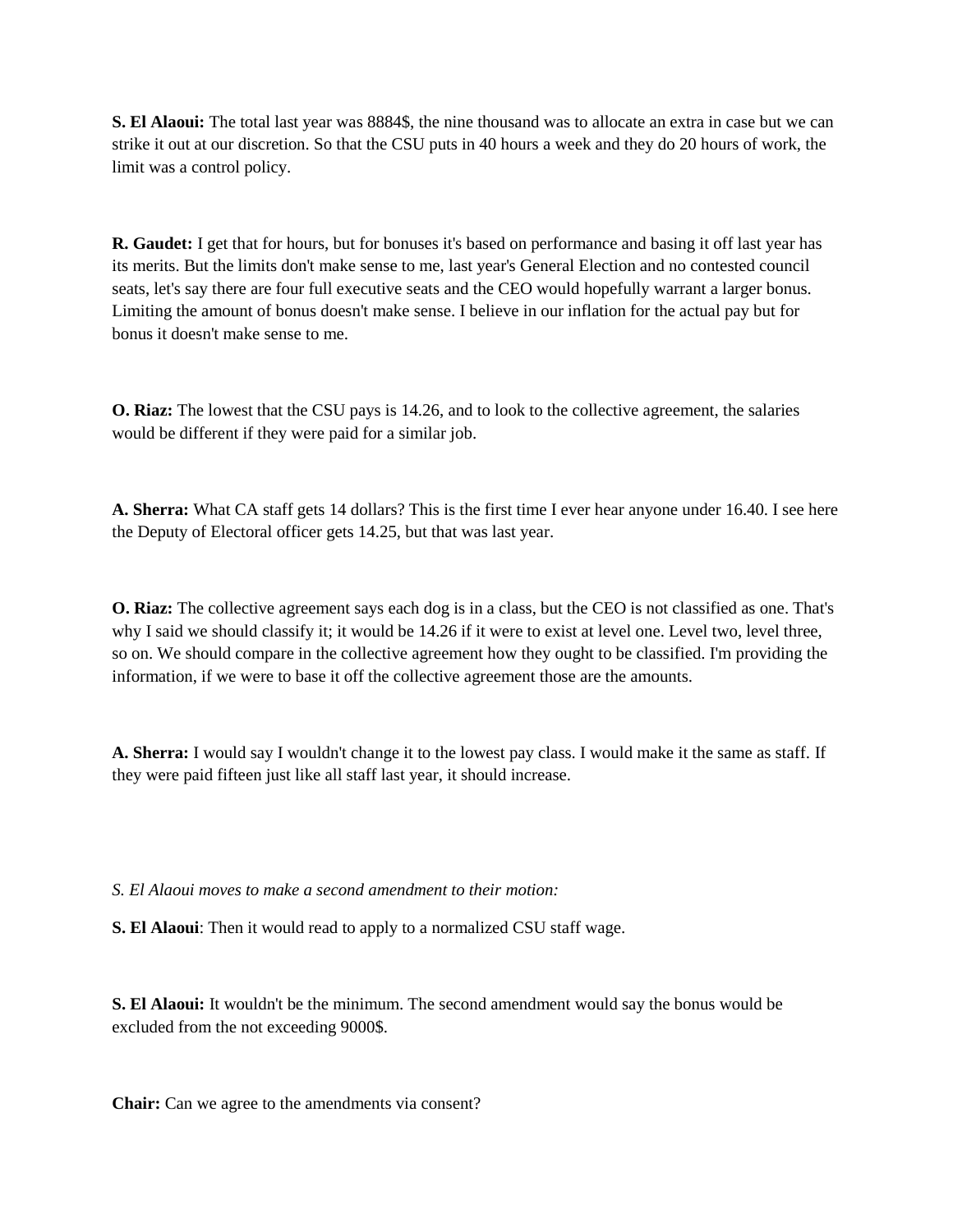**S. El Alaoui:** The total last year was 8884$, the nine thousand was to allocate an extra in case but we can strike it out at our discretion. So that the CSU puts in 40 hours a week and they do 20 hours of work, the limit was a control policy.

**R. Gaudet:** I get that for hours, but for bonuses it's based on performance and basing it off last year has its merits. But the limits don't make sense to me, last year's General Election and no contested council seats, let's say there are four full executive seats and the CEO would hopefully warrant a larger bonus. Limiting the amount of bonus doesn't make sense. I believe in our inflation for the actual pay but for bonus it doesn't make sense to me.

**O. Riaz:** The lowest that the CSU pays is 14.26, and to look to the collective agreement, the salaries would be different if they were paid for a similar job.

**A. Sherra:** What CA staff gets 14 dollars? This is the first time I ever hear anyone under 16.40. I see here the Deputy of Electoral officer gets 14.25, but that was last year.

**O. Riaz:** The collective agreement says each dog is in a class, but the CEO is not classified as one. That's why I said we should classify it; it would be 14.26 if it were to exist at level one. Level two, level three, so on. We should compare in the collective agreement how they ought to be classified. I'm providing the information, if we were to base it off the collective agreement those are the amounts.

**A. Sherra:** I would say I wouldn't change it to the lowest pay class. I would make it the same as staff. If they were paid fifteen just like all staff last year, it should increase.

*S. El Alaoui moves to make a second amendment to their motion:*

**S. El Alaoui**: Then it would read to apply to a normalized CSU staff wage.

**S. El Alaoui:** It wouldn't be the minimum. The second amendment would say the bonus would be excluded from the not exceeding 9000$.

**Chair:** Can we agree to the amendments via consent?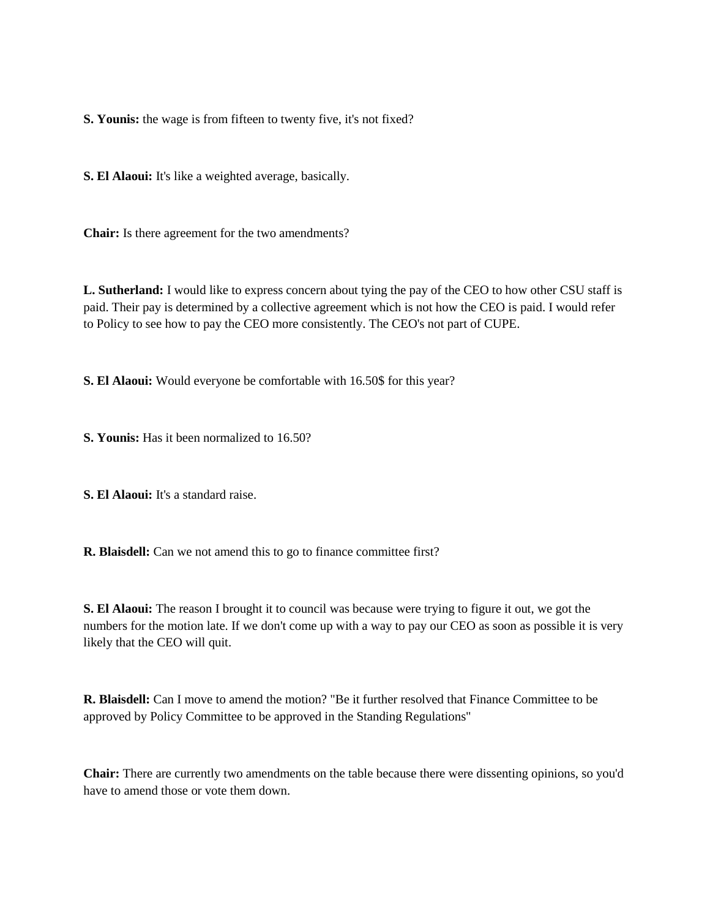**S. Younis:** the wage is from fifteen to twenty five, it's not fixed?

**S. El Alaoui:** It's like a weighted average, basically.

**Chair:** Is there agreement for the two amendments?

**L. Sutherland:** I would like to express concern about tying the pay of the CEO to how other CSU staff is paid. Their pay is determined by a collective agreement which is not how the CEO is paid. I would refer to Policy to see how to pay the CEO more consistently. The CEO's not part of CUPE.

**S. El Alaoui:** Would everyone be comfortable with 16.50$ for this year?

**S. Younis:** Has it been normalized to 16.50?

**S. El Alaoui:** It's a standard raise.

**R. Blaisdell:** Can we not amend this to go to finance committee first?

**S. El Alaoui:** The reason I brought it to council was because were trying to figure it out, we got the numbers for the motion late. If we don't come up with a way to pay our CEO as soon as possible it is very likely that the CEO will quit.

**R. Blaisdell:** Can I move to amend the motion? "Be it further resolved that Finance Committee to be approved by Policy Committee to be approved in the Standing Regulations"

**Chair:** There are currently two amendments on the table because there were dissenting opinions, so you'd have to amend those or vote them down.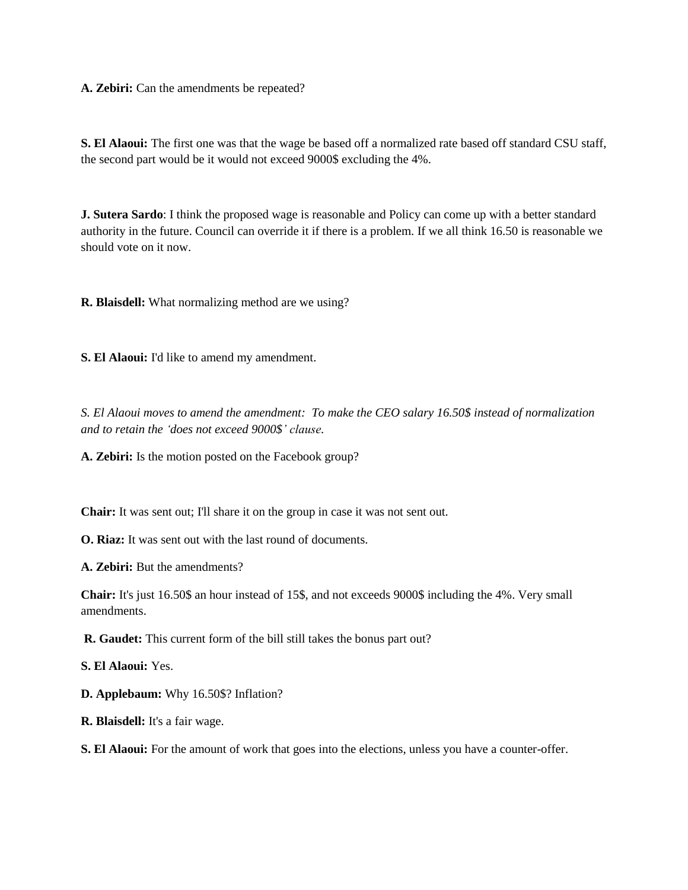**A. Zebiri:** Can the amendments be repeated?

**S. El Alaoui:** The first one was that the wage be based off a normalized rate based off standard CSU staff, the second part would be it would not exceed 9000$ excluding the 4%.

**J. Sutera Sardo**: I think the proposed wage is reasonable and Policy can come up with a better standard authority in the future. Council can override it if there is a problem. If we all think 16.50 is reasonable we should vote on it now.

**R. Blaisdell:** What normalizing method are we using?

**S. El Alaoui:** I'd like to amend my amendment.

*S. El Alaoui moves to amend the amendment: To make the CEO salary 16.50$ instead of normalization and to retain the 'does not exceed 9000$' clause.*

**A. Zebiri:** Is the motion posted on the Facebook group?

**Chair:** It was sent out; I'll share it on the group in case it was not sent out.

**O. Riaz:** It was sent out with the last round of documents.

**A. Zebiri:** But the amendments?

**Chair:** It's just 16.50$ an hour instead of 15$, and not exceeds 9000$ including the 4%. Very small amendments.

**R. Gaudet:** This current form of the bill still takes the bonus part out?

**S. El Alaoui:** Yes.

**D. Applebaum:** Why 16.50$? Inflation?

**R. Blaisdell:** It's a fair wage.

**S. El Alaoui:** For the amount of work that goes into the elections, unless you have a counter-offer.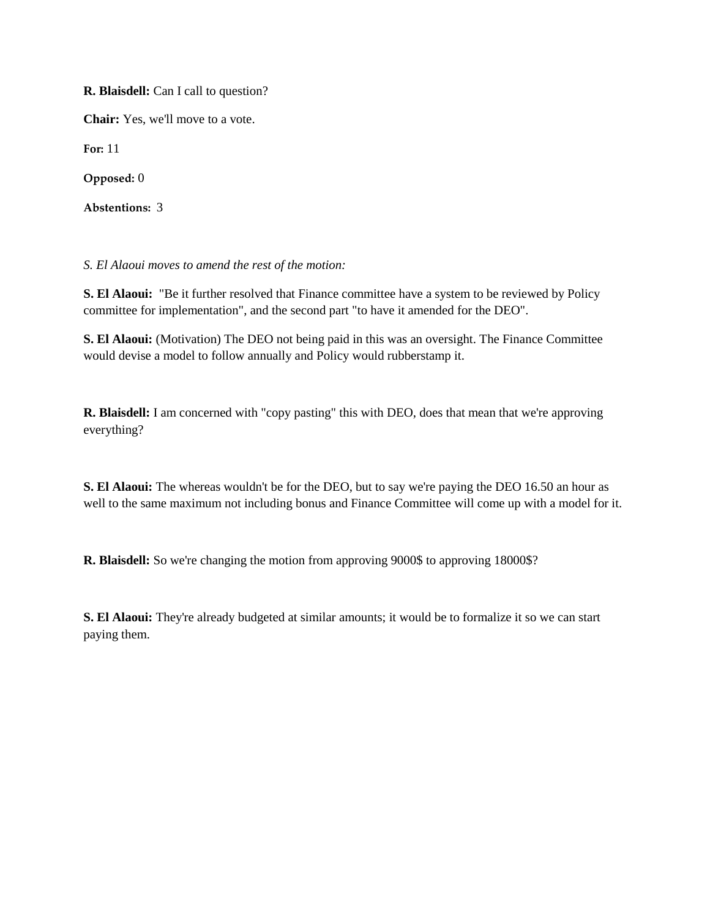**R. Blaisdell:** Can I call to question?

**Chair:** Yes, we'll move to a vote.

**For:** 11

**Opposed:** 0

**Abstentions:** 3

*S. El Alaoui moves to amend the rest of the motion:*

**S. El Alaoui:** "Be it further resolved that Finance committee have a system to be reviewed by Policy committee for implementation", and the second part "to have it amended for the DEO".

**S. El Alaoui:** (Motivation) The DEO not being paid in this was an oversight. The Finance Committee would devise a model to follow annually and Policy would rubberstamp it.

**R. Blaisdell:** I am concerned with "copy pasting" this with DEO, does that mean that we're approving everything?

**S. El Alaoui:** The whereas wouldn't be for the DEO, but to say we're paying the DEO 16.50 an hour as well to the same maximum not including bonus and Finance Committee will come up with a model for it.

**R. Blaisdell:** So we're changing the motion from approving 9000$ to approving 18000$?

**S. El Alaoui:** They're already budgeted at similar amounts; it would be to formalize it so we can start paying them.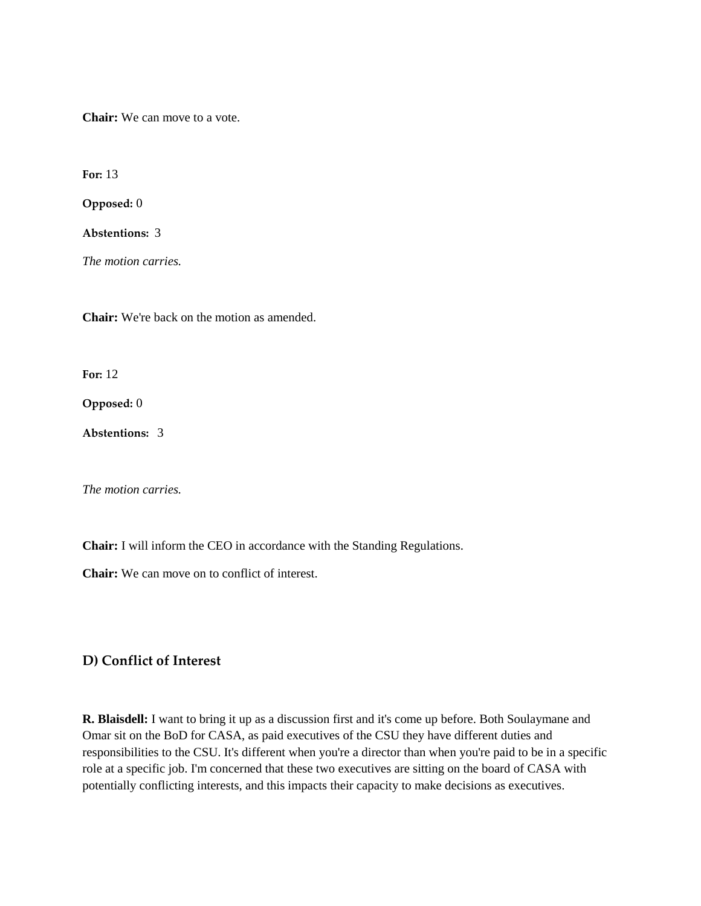**Chair:** We can move to a vote.

**For:** 13

**Opposed:** 0

**Abstentions:** 3

*The motion carries.*

**Chair:** We're back on the motion as amended.

**For:** 12

**Opposed:** 0

**Abstentions:** 3

*The motion carries.*

**Chair:** I will inform the CEO in accordance with the Standing Regulations.

**Chair:** We can move on to conflict of interest.

## D) Conflict of Interest

**R. Blaisdell:** I want to bring it up as a discussion first and it's come up before. Both Soulaymane and Omar sit on the BoD for CASA, as paid executives of the CSU they have different duties and responsibilities to the CSU. It's different when you're a director than when you're paid to be in a specific role at a specific job. I'm concerned that these two executives are sitting on the board of CASA with potentially conflicting interests, and this impacts their capacity to make decisions as executives.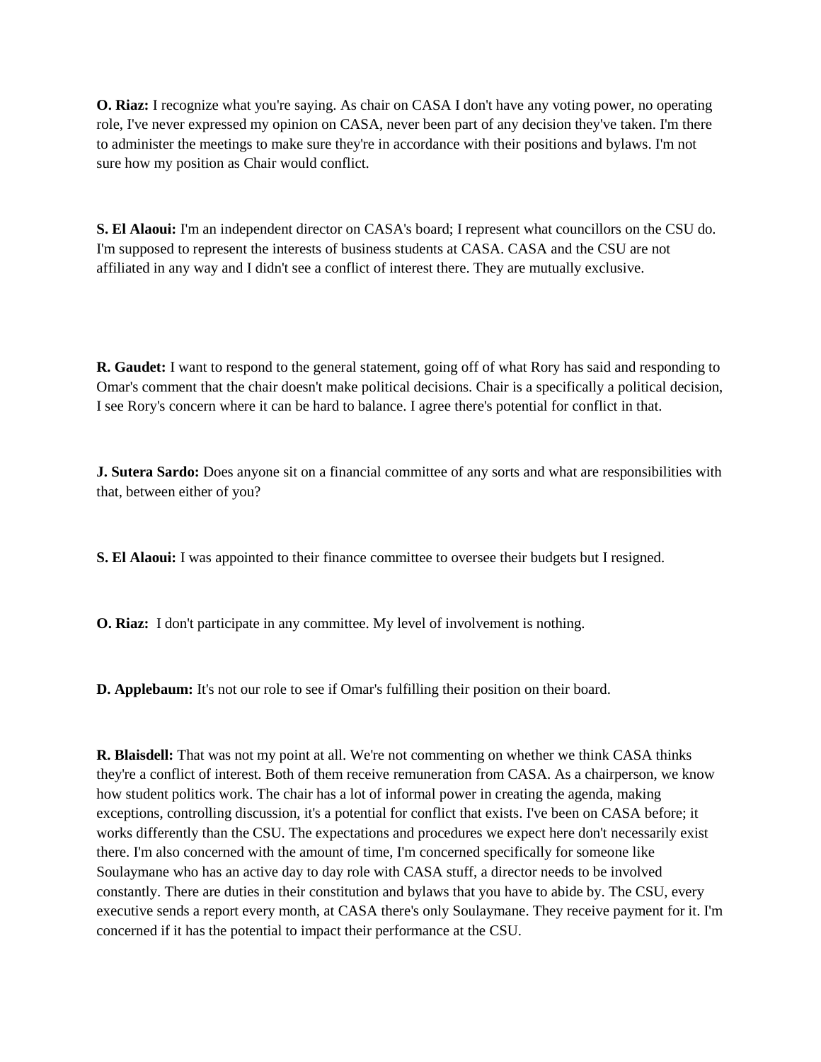**O. Riaz:** I recognize what you're saying. As chair on CASA I don't have any voting power, no operating role, I've never expressed my opinion on CASA, never been part of any decision they've taken. I'm there to administer the meetings to make sure they're in accordance with their positions and bylaws. I'm not sure how my position as Chair would conflict.

**S. El Alaoui:** I'm an independent director on CASA's board; I represent what councillors on the CSU do. I'm supposed to represent the interests of business students at CASA. CASA and the CSU are not affiliated in any way and I didn't see a conflict of interest there. They are mutually exclusive.

**R. Gaudet:** I want to respond to the general statement, going off of what Rory has said and responding to Omar's comment that the chair doesn't make political decisions. Chair is a specifically a political decision, I see Rory's concern where it can be hard to balance. I agree there's potential for conflict in that.

**J. Sutera Sardo:** Does anyone sit on a financial committee of any sorts and what are responsibilities with that, between either of you?

**S. El Alaoui:** I was appointed to their finance committee to oversee their budgets but I resigned.

**O. Riaz:** I don't participate in any committee. My level of involvement is nothing.

**D. Applebaum:** It's not our role to see if Omar's fulfilling their position on their board.

**R. Blaisdell:** That was not my point at all. We're not commenting on whether we think CASA thinks they're a conflict of interest. Both of them receive remuneration from CASA. As a chairperson, we know how student politics work. The chair has a lot of informal power in creating the agenda, making exceptions, controlling discussion, it's a potential for conflict that exists. I've been on CASA before; it works differently than the CSU. The expectations and procedures we expect here don't necessarily exist there. I'm also concerned with the amount of time, I'm concerned specifically for someone like Soulaymane who has an active day to day role with CASA stuff, a director needs to be involved constantly. There are duties in their constitution and bylaws that you have to abide by. The CSU, every executive sends a report every month, at CASA there's only Soulaymane. They receive payment for it. I'm concerned if it has the potential to impact their performance at the CSU.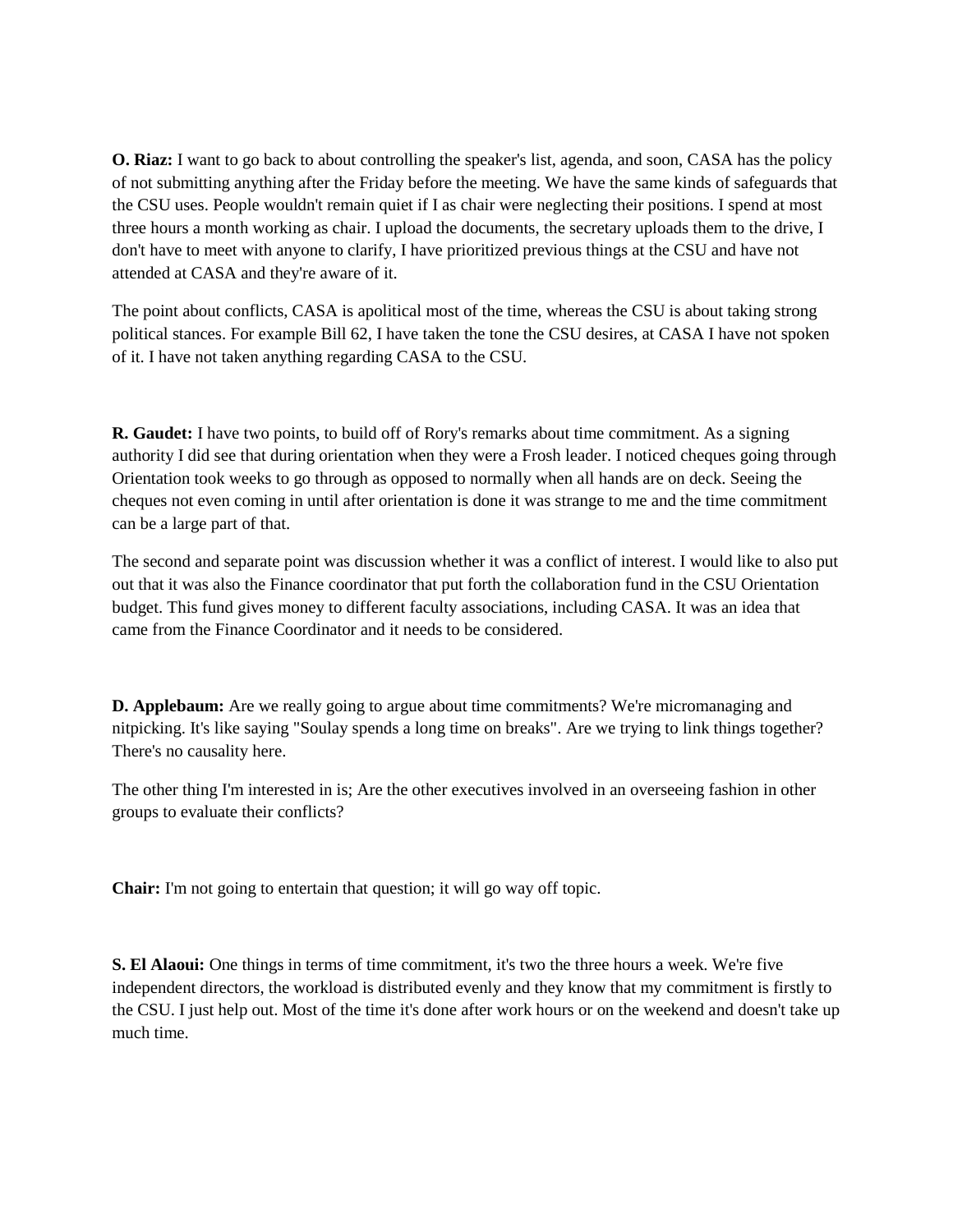**O. Riaz:** I want to go back to about controlling the speaker's list, agenda, and soon, CASA has the policy of not submitting anything after the Friday before the meeting. We have the same kinds of safeguards that the CSU uses. People wouldn't remain quiet if I as chair were neglecting their positions. I spend at most three hours a month working as chair. I upload the documents, the secretary uploads them to the drive, I don't have to meet with anyone to clarify, I have prioritized previous things at the CSU and have not attended at CASA and they're aware of it.

The point about conflicts, CASA is apolitical most of the time, whereas the CSU is about taking strong political stances. For example Bill 62, I have taken the tone the CSU desires, at CASA I have not spoken of it. I have not taken anything regarding CASA to the CSU.

**R. Gaudet:** I have two points, to build off of Rory's remarks about time commitment. As a signing authority I did see that during orientation when they were a Frosh leader. I noticed cheques going through Orientation took weeks to go through as opposed to normally when all hands are on deck. Seeing the cheques not even coming in until after orientation is done it was strange to me and the time commitment can be a large part of that.

The second and separate point was discussion whether it was a conflict of interest. I would like to also put out that it was also the Finance coordinator that put forth the collaboration fund in the CSU Orientation budget. This fund gives money to different faculty associations, including CASA. It was an idea that came from the Finance Coordinator and it needs to be considered.

**D. Applebaum:** Are we really going to argue about time commitments? We're micromanaging and nitpicking. It's like saying "Soulay spends a long time on breaks". Are we trying to link things together? There's no causality here.

The other thing I'm interested in is; Are the other executives involved in an overseeing fashion in other groups to evaluate their conflicts?

**Chair:** I'm not going to entertain that question; it will go way off topic.

**S. El Alaoui:** One things in terms of time commitment, it's two the three hours a week. We're five independent directors, the workload is distributed evenly and they know that my commitment is firstly to the CSU. I just help out. Most of the time it's done after work hours or on the weekend and doesn't take up much time.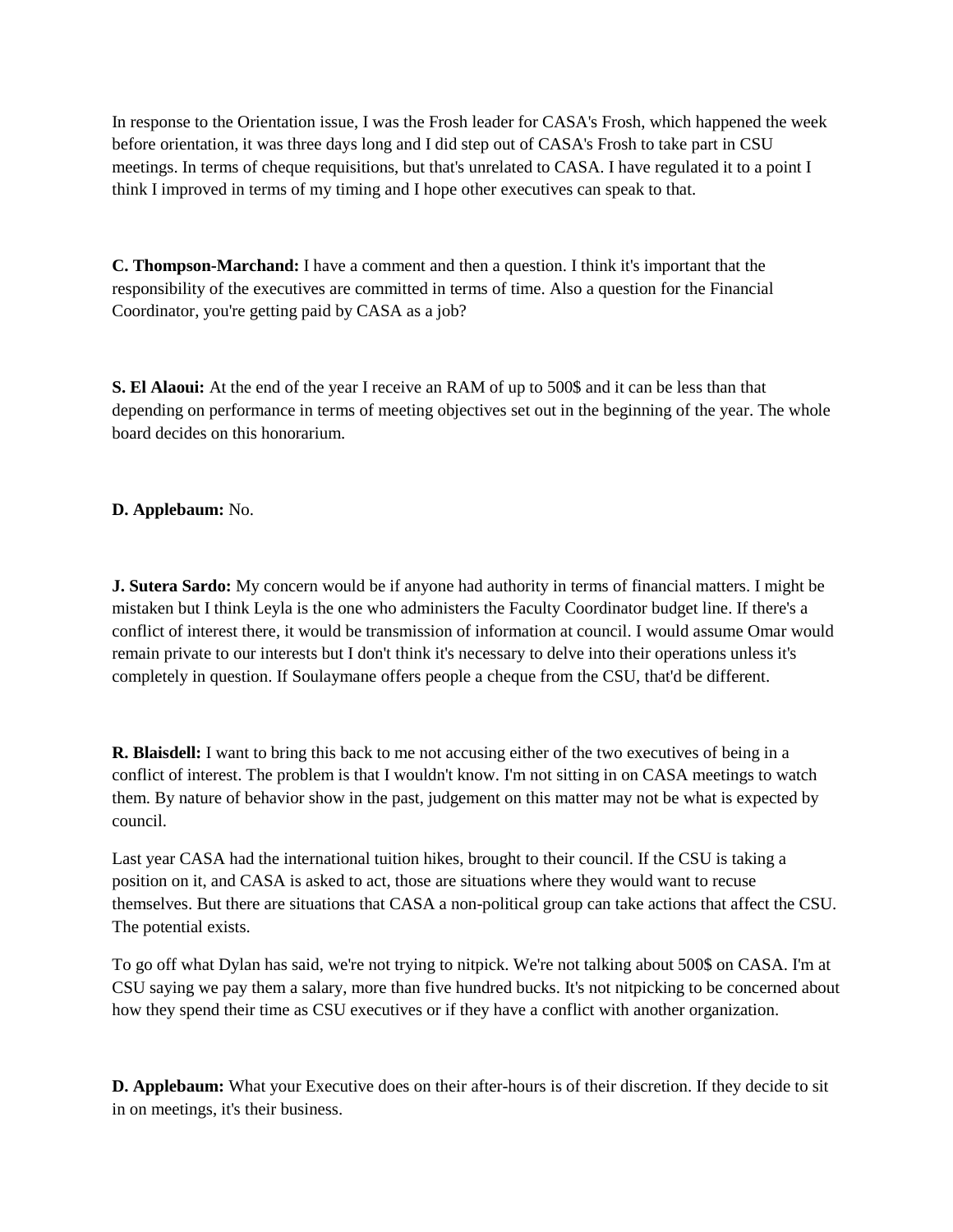In response to the Orientation issue, I was the Frosh leader for CASA's Frosh, which happened the week before orientation, it was three days long and I did step out of CASA's Frosh to take part in CSU meetings. In terms of cheque requisitions, but that's unrelated to CASA. I have regulated it to a point I think I improved in terms of my timing and I hope other executives can speak to that.

**C. Thompson-Marchand:** I have a comment and then a question. I think it's important that the responsibility of the executives are committed in terms of time. Also a question for the Financial Coordinator, you're getting paid by CASA as a job?

**S. El Alaoui:** At the end of the year I receive an RAM of up to 500$ and it can be less than that depending on performance in terms of meeting objectives set out in the beginning of the year. The whole board decides on this honorarium.

**D. Applebaum:** No.

**J. Sutera Sardo:** My concern would be if anyone had authority in terms of financial matters. I might be mistaken but I think Leyla is the one who administers the Faculty Coordinator budget line. If there's a conflict of interest there, it would be transmission of information at council. I would assume Omar would remain private to our interests but I don't think it's necessary to delve into their operations unless it's completely in question. If Soulaymane offers people a cheque from the CSU, that'd be different.

**R. Blaisdell:** I want to bring this back to me not accusing either of the two executives of being in a conflict of interest. The problem is that I wouldn't know. I'm not sitting in on CASA meetings to watch them. By nature of behavior show in the past, judgement on this matter may not be what is expected by council.

Last year CASA had the international tuition hikes, brought to their council. If the CSU is taking a position on it, and CASA is asked to act, those are situations where they would want to recuse themselves. But there are situations that CASA a non-political group can take actions that affect the CSU. The potential exists.

To go off what Dylan has said, we're not trying to nitpick. We're not talking about 500$ on CASA. I'm at CSU saying we pay them a salary, more than five hundred bucks. It's not nitpicking to be concerned about how they spend their time as CSU executives or if they have a conflict with another organization.

**D. Applebaum:** What your Executive does on their after-hours is of their discretion. If they decide to sit in on meetings, it's their business.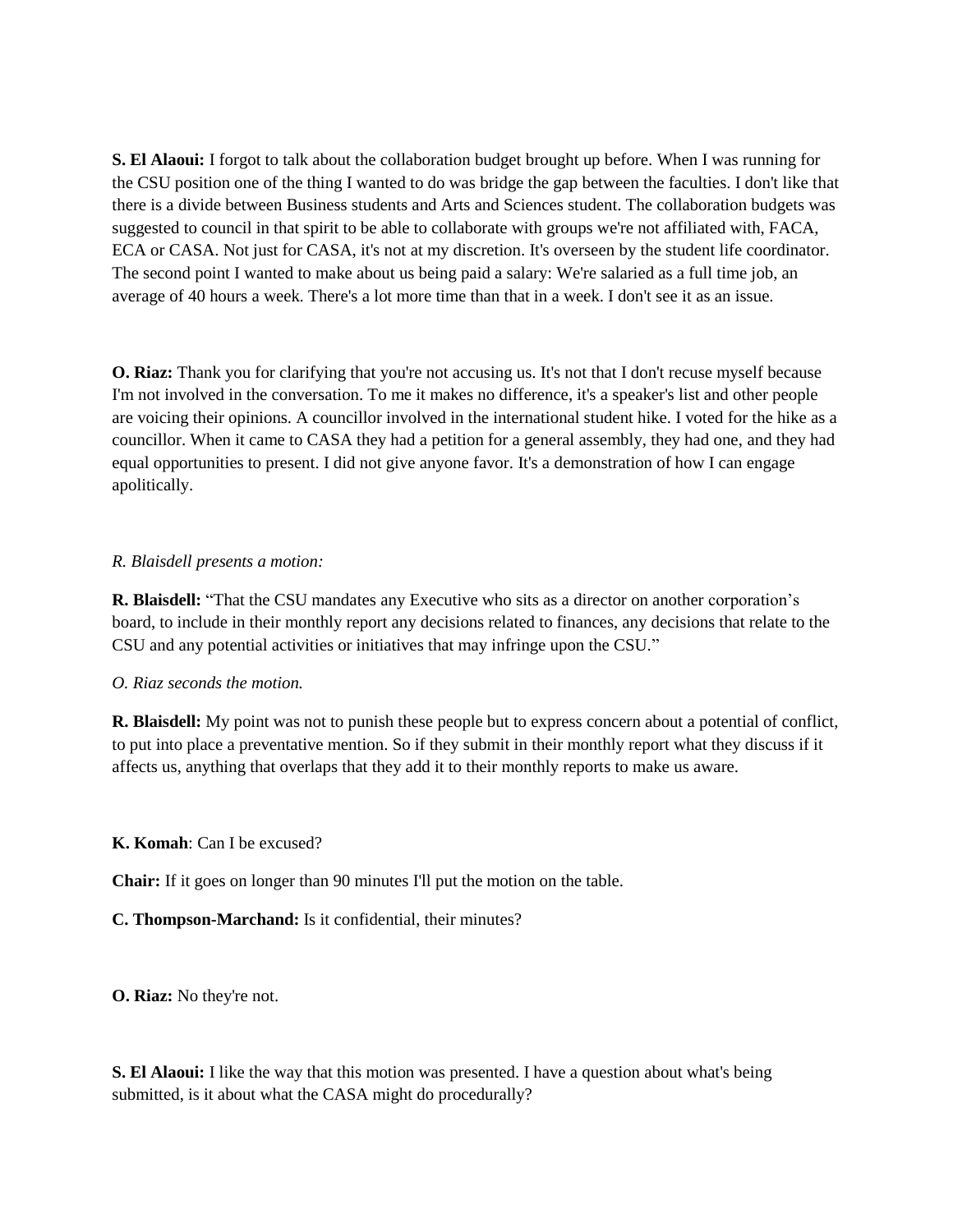**S. El Alaoui:** I forgot to talk about the collaboration budget brought up before. When I was running for the CSU position one of the thing I wanted to do was bridge the gap between the faculties. I don't like that there is a divide between Business students and Arts and Sciences student. The collaboration budgets was suggested to council in that spirit to be able to collaborate with groups we're not affiliated with, FACA, ECA or CASA. Not just for CASA, it's not at my discretion. It's overseen by the student life coordinator. The second point I wanted to make about us being paid a salary: We're salaried as a full time job, an average of 40 hours a week. There's a lot more time than that in a week. I don't see it as an issue.

**O. Riaz:** Thank you for clarifying that you're not accusing us. It's not that I don't recuse myself because I'm not involved in the conversation. To me it makes no difference, it's a speaker's list and other people are voicing their opinions. A councillor involved in the international student hike. I voted for the hike as a councillor. When it came to CASA they had a petition for a general assembly, they had one, and they had equal opportunities to present. I did not give anyone favor. It's a demonstration of how I can engage apolitically.

*R. Blaisdell presents a motion:*

**R. Blaisdell:** "That the CSU mandates any Executive who sits as a director on another corporation's board, to include in their monthly report any decisions related to finances, any decisions that relate to the CSU and any potential activities or initiatives that may infringe upon the CSU."

*O. Riaz seconds the motion.*

**R. Blaisdell:** My point was not to punish these people but to express concern about a potential of conflict, to put into place a preventative mention. So if they submit in their monthly report what they discuss if it affects us, anything that overlaps that they add it to their monthly reports to make us aware.

**K. Komah**: Can I be excused?

**Chair:** If it goes on longer than 90 minutes I'll put the motion on the table.

**C. Thompson-Marchand:** Is it confidential, their minutes?

**O. Riaz:** No they're not.

**S. El Alaoui:** I like the way that this motion was presented. I have a question about what's being submitted, is it about what the CASA might do procedurally?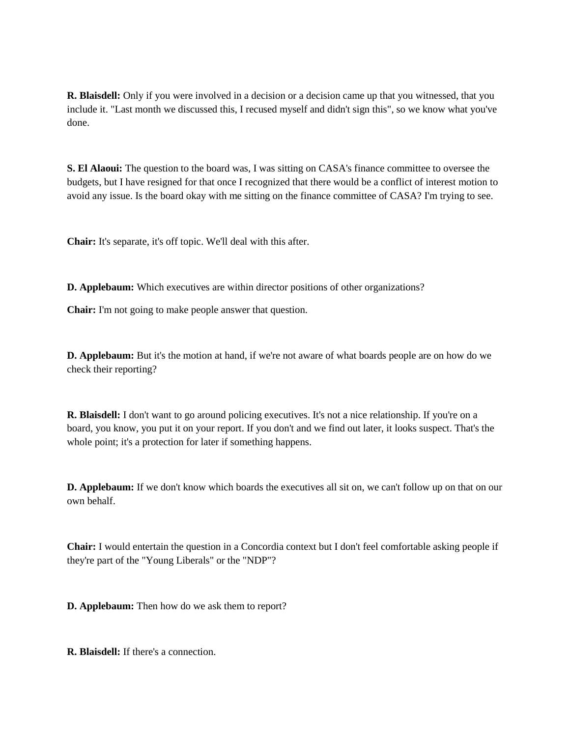**R. Blaisdell:** Only if you were involved in a decision or a decision came up that you witnessed, that you include it. "Last month we discussed this, I recused myself and didn't sign this", so we know what you've done.

**S. El Alaoui:** The question to the board was, I was sitting on CASA's finance committee to oversee the budgets, but I have resigned for that once I recognized that there would be a conflict of interest motion to avoid any issue. Is the board okay with me sitting on the finance committee of CASA? I'm trying to see.

**Chair:** It's separate, it's off topic. We'll deal with this after.

**D. Applebaum:** Which executives are within director positions of other organizations?

**Chair:** I'm not going to make people answer that question.

**D. Applebaum:** But it's the motion at hand, if we're not aware of what boards people are on how do we check their reporting?

**R. Blaisdell:** I don't want to go around policing executives. It's not a nice relationship. If you're on a board, you know, you put it on your report. If you don't and we find out later, it looks suspect. That's the whole point; it's a protection for later if something happens.

**D. Applebaum:** If we don't know which boards the executives all sit on, we can't follow up on that on our own behalf.

**Chair:** I would entertain the question in a Concordia context but I don't feel comfortable asking people if they're part of the "Young Liberals" or the "NDP"?

**D. Applebaum:** Then how do we ask them to report?

**R. Blaisdell:** If there's a connection.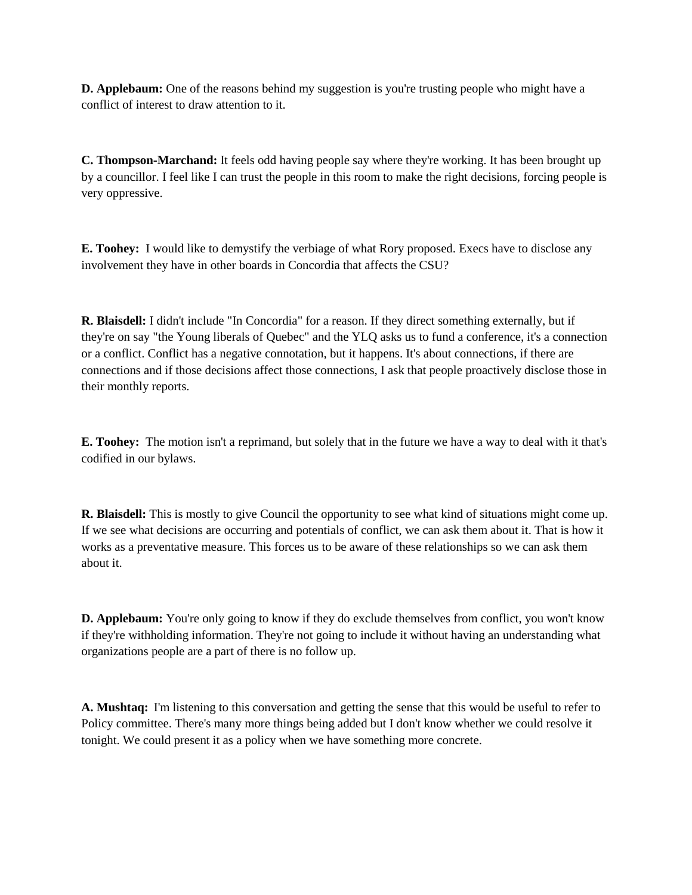**D. Applebaum:** One of the reasons behind my suggestion is you're trusting people who might have a conflict of interest to draw attention to it.

**C. Thompson-Marchand:** It feels odd having people say where they're working. It has been brought up by a councillor. I feel like I can trust the people in this room to make the right decisions, forcing people is very oppressive.

**E. Toohey:** I would like to demystify the verbiage of what Rory proposed. Execs have to disclose any involvement they have in other boards in Concordia that affects the CSU?

**R. Blaisdell:** I didn't include "In Concordia" for a reason. If they direct something externally, but if they're on say "the Young liberals of Quebec" and the YLQ asks us to fund a conference, it's a connection or a conflict. Conflict has a negative connotation, but it happens. It's about connections, if there are connections and if those decisions affect those connections, I ask that people proactively disclose those in their monthly reports.

**E. Toohey:** The motion isn't a reprimand, but solely that in the future we have a way to deal with it that's codified in our bylaws.

**R. Blaisdell:** This is mostly to give Council the opportunity to see what kind of situations might come up. If we see what decisions are occurring and potentials of conflict, we can ask them about it. That is how it works as a preventative measure. This forces us to be aware of these relationships so we can ask them about it.

**D. Applebaum:** You're only going to know if they do exclude themselves from conflict, you won't know if they're withholding information. They're not going to include it without having an understanding what organizations people are a part of there is no follow up.

**A. Mushtaq:** I'm listening to this conversation and getting the sense that this would be useful to refer to Policy committee. There's many more things being added but I don't know whether we could resolve it tonight. We could present it as a policy when we have something more concrete.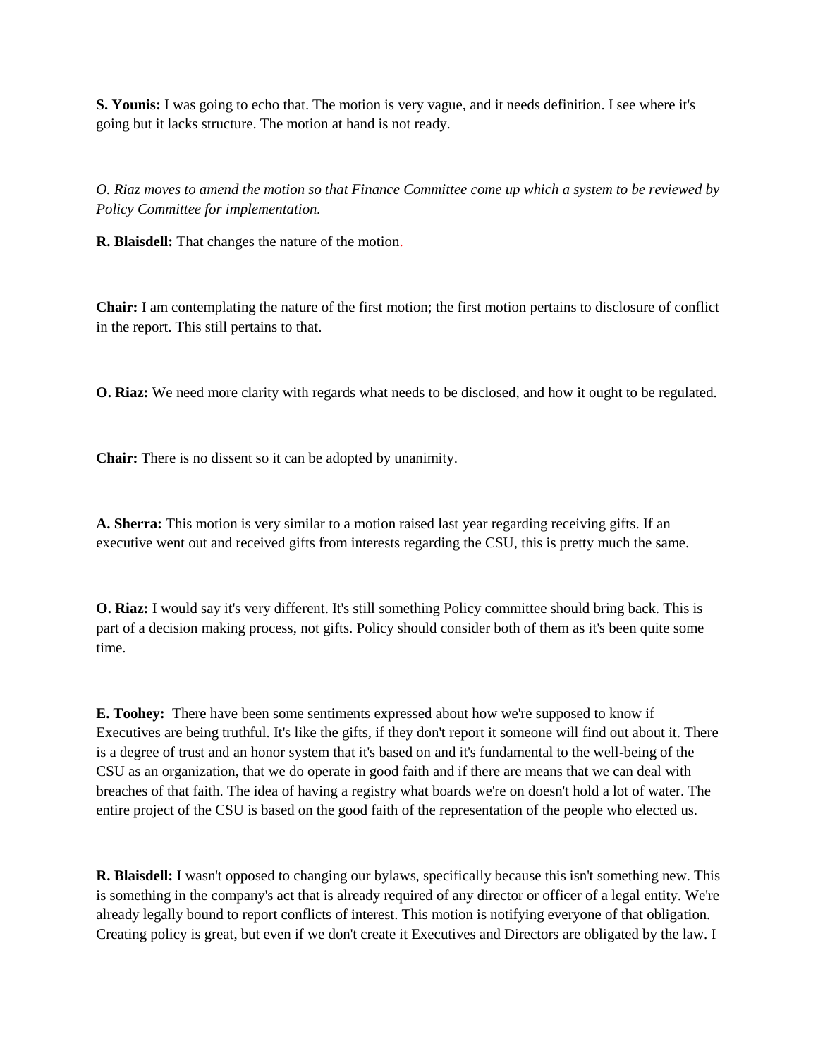**S. Younis:** I was going to echo that. The motion is very vague, and it needs definition. I see where it's going but it lacks structure. The motion at hand is not ready.

*O. Riaz moves to amend the motion so that Finance Committee come up which a system to be reviewed by Policy Committee for implementation.*

**R. Blaisdell:** That changes the nature of the motion.

**Chair:** I am contemplating the nature of the first motion; the first motion pertains to disclosure of conflict in the report. This still pertains to that.

**O. Riaz:** We need more clarity with regards what needs to be disclosed, and how it ought to be regulated.

**Chair:** There is no dissent so it can be adopted by unanimity.

**A. Sherra:** This motion is very similar to a motion raised last year regarding receiving gifts. If an executive went out and received gifts from interests regarding the CSU, this is pretty much the same.

**O. Riaz:** I would say it's very different. It's still something Policy committee should bring back. This is part of a decision making process, not gifts. Policy should consider both of them as it's been quite some time.

**E. Toohey:** There have been some sentiments expressed about how we're supposed to know if Executives are being truthful. It's like the gifts, if they don't report it someone will find out about it. There is a degree of trust and an honor system that it's based on and it's fundamental to the well-being of the CSU as an organization, that we do operate in good faith and if there are means that we can deal with breaches of that faith. The idea of having a registry what boards we're on doesn't hold a lot of water. The entire project of the CSU is based on the good faith of the representation of the people who elected us.

**R. Blaisdell:** I wasn't opposed to changing our bylaws, specifically because this isn't something new. This is something in the company's act that is already required of any director or officer of a legal entity. We're already legally bound to report conflicts of interest. This motion is notifying everyone of that obligation. Creating policy is great, but even if we don't create it Executives and Directors are obligated by the law. I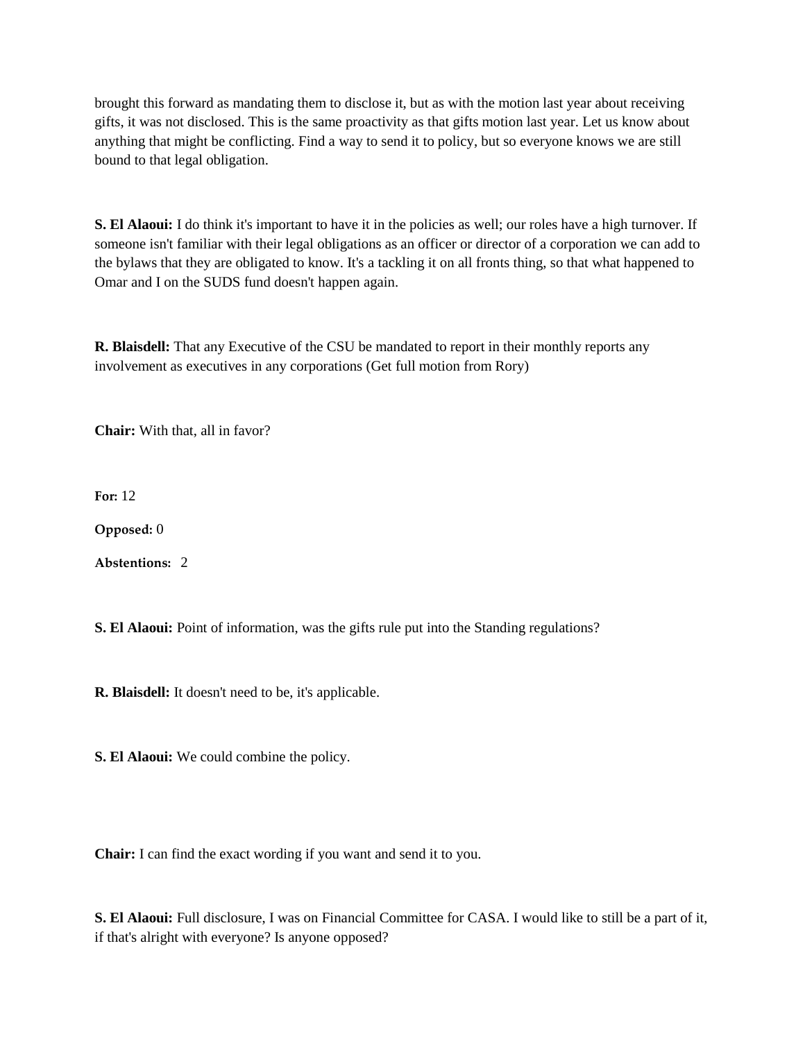brought this forward as mandating them to disclose it, but as with the motion last year about receiving gifts, it was not disclosed. This is the same proactivity as that gifts motion last year. Let us know about anything that might be conflicting. Find a way to send it to policy, but so everyone knows we are still bound to that legal obligation.

**S. El Alaoui:** I do think it's important to have it in the policies as well; our roles have a high turnover. If someone isn't familiar with their legal obligations as an officer or director of a corporation we can add to the bylaws that they are obligated to know. It's a tackling it on all fronts thing, so that what happened to Omar and I on the SUDS fund doesn't happen again.

**R. Blaisdell:** That any Executive of the CSU be mandated to report in their monthly reports any involvement as executives in any corporations (Get full motion from Rory)

**Chair:** With that, all in favor?

**For:** 12

**Opposed:** 0

**Abstentions:** 2

**S. El Alaoui:** Point of information, was the gifts rule put into the Standing regulations?

**R. Blaisdell:** It doesn't need to be, it's applicable.

**S. El Alaoui:** We could combine the policy.

**Chair:** I can find the exact wording if you want and send it to you.

**S. El Alaoui:** Full disclosure, I was on Financial Committee for CASA. I would like to still be a part of it, if that's alright with everyone? Is anyone opposed?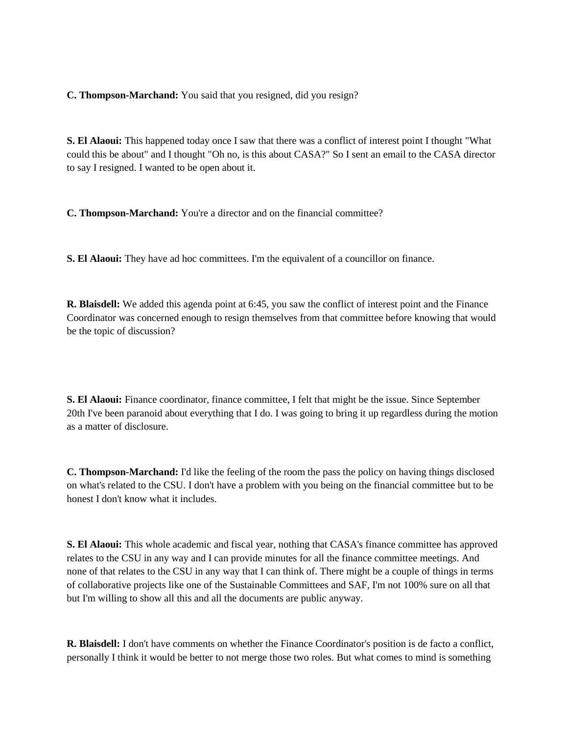**C. Thompson-Marchand:** You said that you resigned, did you resign?

**S. El Alaoui:** This happened today once I saw that there was a conflict of interest point I thought "What could this be about" and I thought "Oh no, is this about CASA?" So I sent an email to the CASA director to say I resigned. I wanted to be open about it.

**C. Thompson-Marchand:** You're a director and on the financial committee?

**S. El Alaoui:** They have ad hoc committees. I'm the equivalent of a councillor on finance.

**R. Blaisdell:** We added this agenda point at 6:45, you saw the conflict of interest point and the Finance Coordinator was concerned enough to resign themselves from that committee before knowing that would be the topic of discussion?

**S. El Alaoui:** Finance coordinator, finance committee, I felt that might be the issue. Since September 20th I've been paranoid about everything that I do. I was going to bring it up regardless during the motion as a matter of disclosure.

**C. Thompson-Marchand:** I'd like the feeling of the room the pass the policy on having things disclosed on what's related to the CSU. I don't have a problem with you being on the financial committee but to be honest I don't know what it includes.

**S. El Alaoui:** This whole academic and fiscal year, nothing that CASA's finance committee has approved relates to the CSU in any way and I can provide minutes for all the finance committee meetings. And none of that relates to the CSU in any way that I can think of. There might be a couple of things in terms of collaborative projects like one of the Sustainable Committees and SAF, I'm not 100% sure on all that but I'm willing to show all this and all the documents are public anyway.

**R. Blaisdell:** I don't have comments on whether the Finance Coordinator's position is de facto a conflict, personally I think it would be better to not merge those two roles. But what comes to mind is something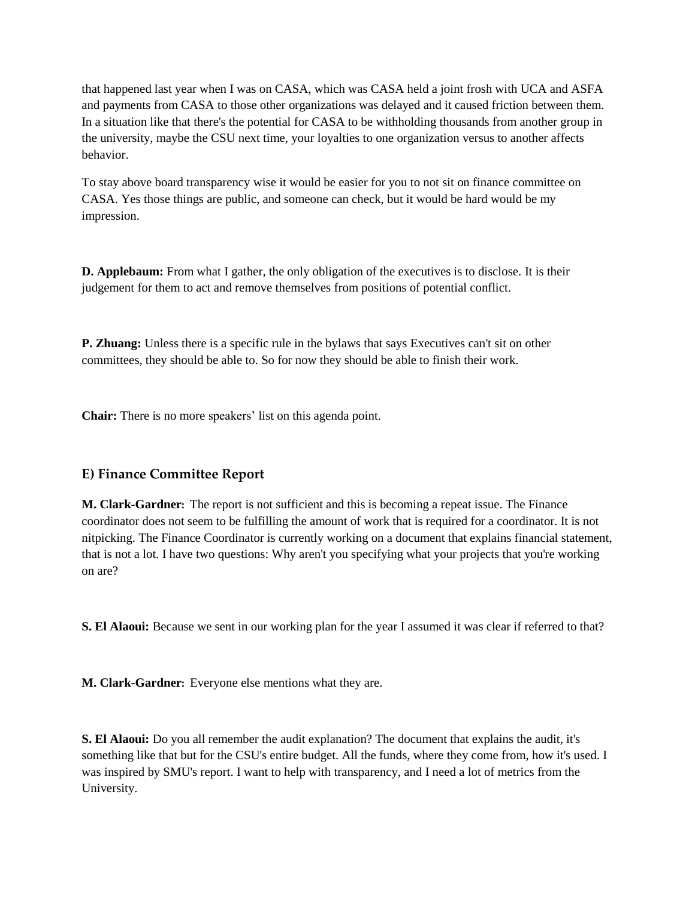that happened last year when I was on CASA, which was CASA held a joint frosh with UCA and ASFA and payments from CASA to those other organizations was delayed and it caused friction between them. In a situation like that there's the potential for CASA to be withholding thousands from another group in the university, maybe the CSU next time, your loyalties to one organization versus to another affects behavior.

To stay above board transparency wise it would be easier for you to not sit on finance committee on CASA. Yes those things are public, and someone can check, but it would be hard would be my impression.

**D. Applebaum:** From what I gather, the only obligation of the executives is to disclose. It is their judgement for them to act and remove themselves from positions of potential conflict.

**P. Zhuang:** Unless there is a specific rule in the bylaws that says Executives can't sit on other committees, they should be able to. So for now they should be able to finish their work.

**Chair:** There is no more speakers' list on this agenda point.

## E) Finance Committee Report

**M. Clark-Gardner:** The report is not sufficient and this is becoming a repeat issue. The Finance coordinator does not seem to be fulfilling the amount of work that is required for a coordinator. It is not nitpicking. The Finance Coordinator is currently working on a document that explains financial statement, that is not a lot. I have two questions: Why aren't you specifying what your projects that you're working on are?

**S. El Alaoui:** Because we sent in our working plan for the year I assumed it was clear if referred to that?

**M. Clark-Gardner:** Everyone else mentions what they are.

**S. El Alaoui:** Do you all remember the audit explanation? The document that explains the audit, it's something like that but for the CSU's entire budget. All the funds, where they come from, how it's used. I was inspired by SMU's report. I want to help with transparency, and I need a lot of metrics from the University.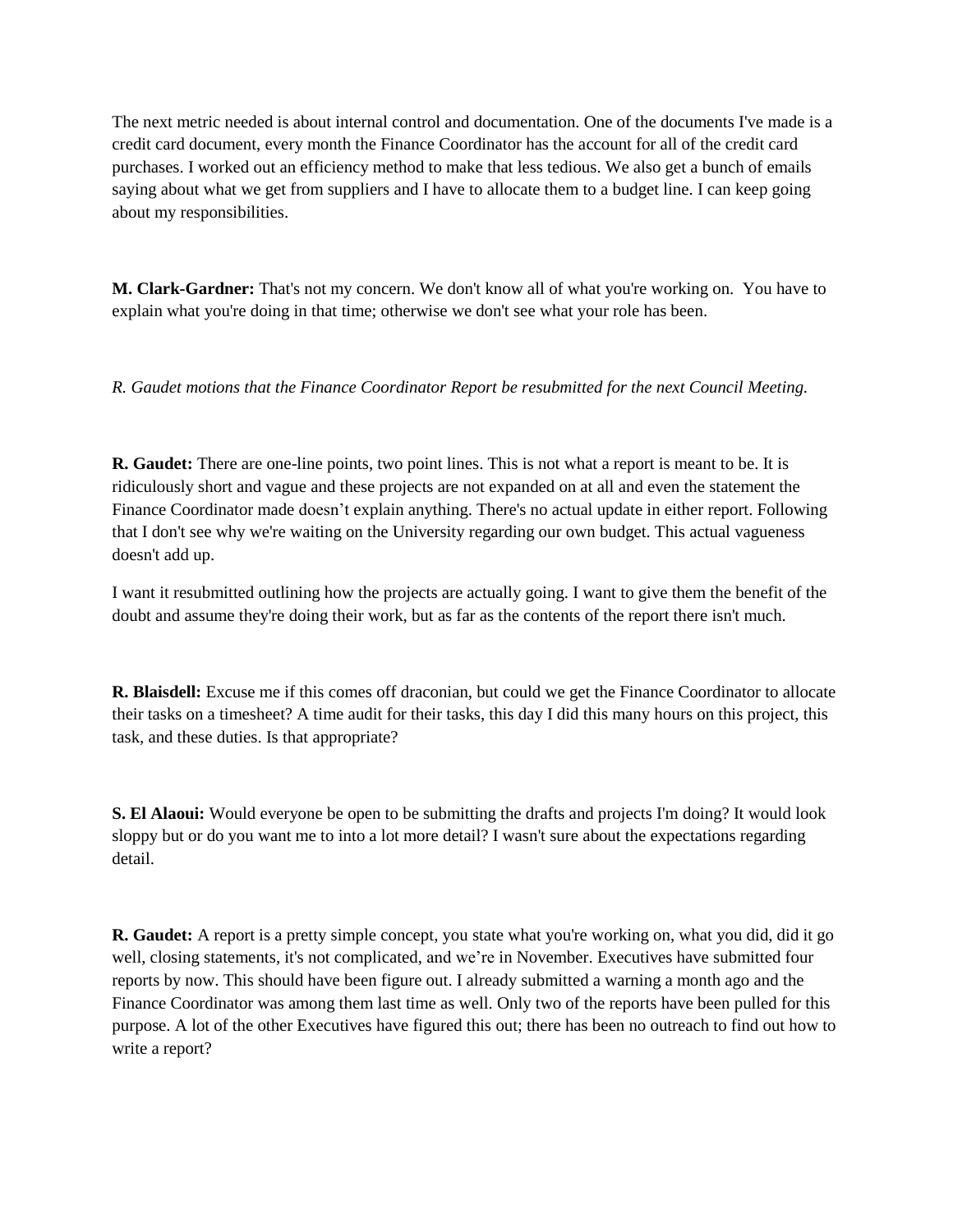The next metric needed is about internal control and documentation. One of the documents I've made is a credit card document, every month the Finance Coordinator has the account for all of the credit card purchases. I worked out an efficiency method to make that less tedious. We also get a bunch of emails saying about what we get from suppliers and I have to allocate them to a budget line. I can keep going about my responsibilities.

**M. Clark-Gardner:** That's not my concern. We don't know all of what you're working on. You have to explain what you're doing in that time; otherwise we don't see what your role has been.

*R. Gaudet motions that the Finance Coordinator Report be resubmitted for the next Council Meeting.*

**R. Gaudet:** There are one-line points, two point lines. This is not what a report is meant to be. It is ridiculously short and vague and these projects are not expanded on at all and even the statement the Finance Coordinator made doesn't explain anything. There's no actual update in either report. Following that I don't see why we're waiting on the University regarding our own budget. This actual vagueness doesn't add up.

I want it resubmitted outlining how the projects are actually going. I want to give them the benefit of the doubt and assume they're doing their work, but as far as the contents of the report there isn't much.

**R. Blaisdell:** Excuse me if this comes off draconian, but could we get the Finance Coordinator to allocate their tasks on a timesheet? A time audit for their tasks, this day I did this many hours on this project, this task, and these duties. Is that appropriate?

**S. El Alaoui:** Would everyone be open to be submitting the drafts and projects I'm doing? It would look sloppy but or do you want me to into a lot more detail? I wasn't sure about the expectations regarding detail.

**R. Gaudet:** A report is a pretty simple concept, you state what you're working on, what you did, did it go well, closing statements, it's not complicated, and we're in November. Executives have submitted four reports by now. This should have been figure out. I already submitted a warning a month ago and the Finance Coordinator was among them last time as well. Only two of the reports have been pulled for this purpose. A lot of the other Executives have figured this out; there has been no outreach to find out how to write a report?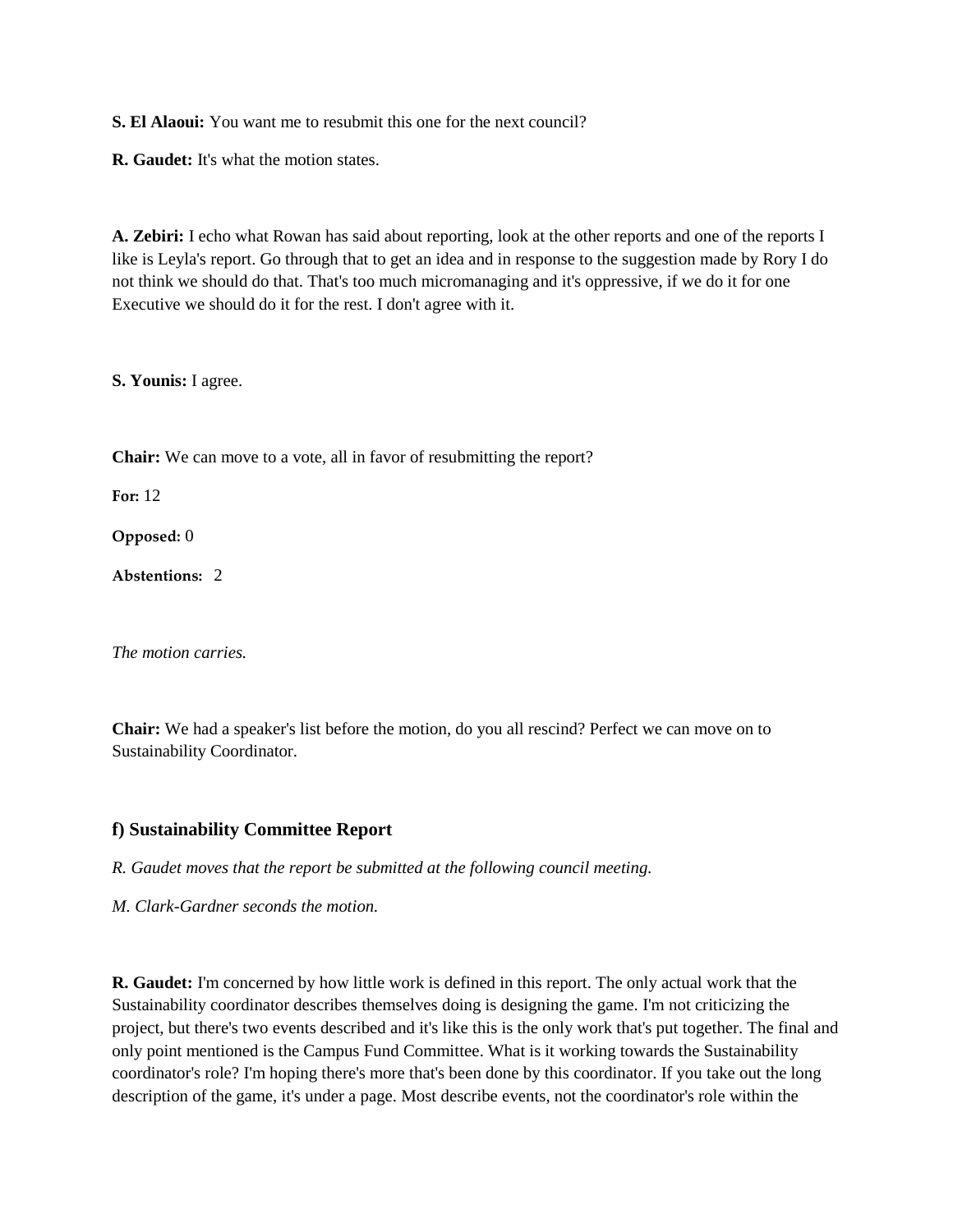**S. El Alaoui:** You want me to resubmit this one for the next council?

**R. Gaudet:** It's what the motion states.

**A. Zebiri:** I echo what Rowan has said about reporting, look at the other reports and one of the reports I like is Leyla's report. Go through that to get an idea and in response to the suggestion made by Rory I do not think we should do that. That's too much micromanaging and it's oppressive, if we do it for one Executive we should do it for the rest. I don't agree with it.

**S. Younis:** I agree.

**Chair:** We can move to a vote, all in favor of resubmitting the report?

**For:** 12

**Opposed:** 0

**Abstentions:** 2

*The motion carries.*

**Chair:** We had a speaker's list before the motion, do you all rescind? Perfect we can move on to Sustainability Coordinator.

### f) Sustainability Committee Report

*R. Gaudet moves that the report be submitted at the following council meeting.*

*M. Clark-Gardner seconds the motion.*

**R. Gaudet:** I'm concerned by how little work is defined in this report. The only actual work that the Sustainability coordinator describes themselves doing is designing the game. I'm not criticizing the project, but there's two events described and it's like this is the only work that's put together. The final and only point mentioned is the Campus Fund Committee. What is it working towards the Sustainability coordinator's role? I'm hoping there's more that's been done by this coordinator. If you take out the long description of the game, it's under a page. Most describe events, not the coordinator's role within the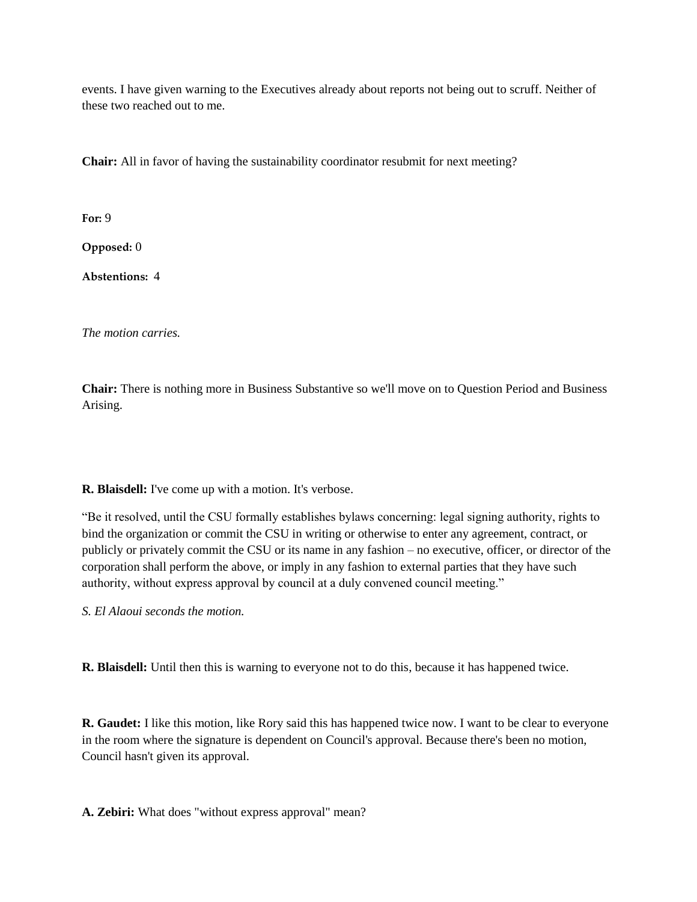events. I have given warning to the Executives already about reports not being out to scruff. Neither of these two reached out to me.

**Chair:** All in favor of having the sustainability coordinator resubmit for next meeting?

**For:** 9

**Opposed:** 0

**Abstentions:** 4

*The motion carries.*

**Chair:** There is nothing more in Business Substantive so we'll move on to Question Period and Business Arising.

**R. Blaisdell:** I've come up with a motion. It's verbose.

"Be it resolved, until the CSU formally establishes bylaws concerning: legal signing authority, rights to bind the organization or commit the CSU in writing or otherwise to enter any agreement, contract, or publicly or privately commit the CSU or its name in any fashion – no executive, officer, or director of the corporation shall perform the above, or imply in any fashion to external parties that they have such authority, without express approval by council at a duly convened council meeting."

*S. El Alaoui seconds the motion.*

**R. Blaisdell:** Until then this is warning to everyone not to do this, because it has happened twice.

**R. Gaudet:** I like this motion, like Rory said this has happened twice now. I want to be clear to everyone in the room where the signature is dependent on Council's approval. Because there's been no motion, Council hasn't given its approval.

**A. Zebiri:** What does "without express approval" mean?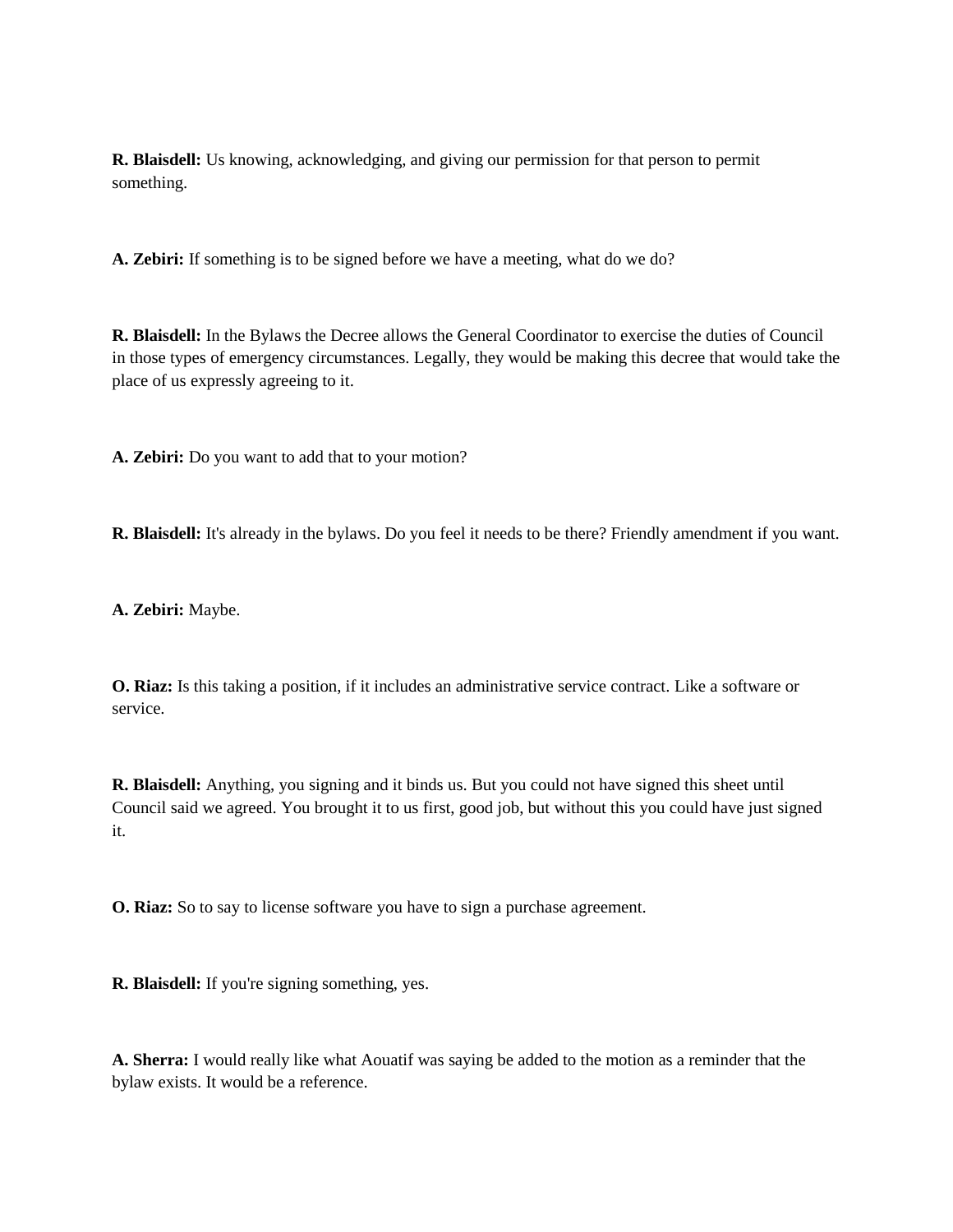**R. Blaisdell:** Us knowing, acknowledging, and giving our permission for that person to permit something.

**A. Zebiri:** If something is to be signed before we have a meeting, what do we do?

**R. Blaisdell:** In the Bylaws the Decree allows the General Coordinator to exercise the duties of Council in those types of emergency circumstances. Legally, they would be making this decree that would take the place of us expressly agreeing to it.

**A. Zebiri:** Do you want to add that to your motion?

**R. Blaisdell:** It's already in the bylaws. Do you feel it needs to be there? Friendly amendment if you want.

**A. Zebiri:** Maybe.

**O. Riaz:** Is this taking a position, if it includes an administrative service contract. Like a software or service.

**R. Blaisdell:** Anything, you signing and it binds us. But you could not have signed this sheet until Council said we agreed. You brought it to us first, good job, but without this you could have just signed it.

**O. Riaz:** So to say to license software you have to sign a purchase agreement.

**R. Blaisdell:** If you're signing something, yes.

**A. Sherra:** I would really like what Aouatif was saying be added to the motion as a reminder that the bylaw exists. It would be a reference.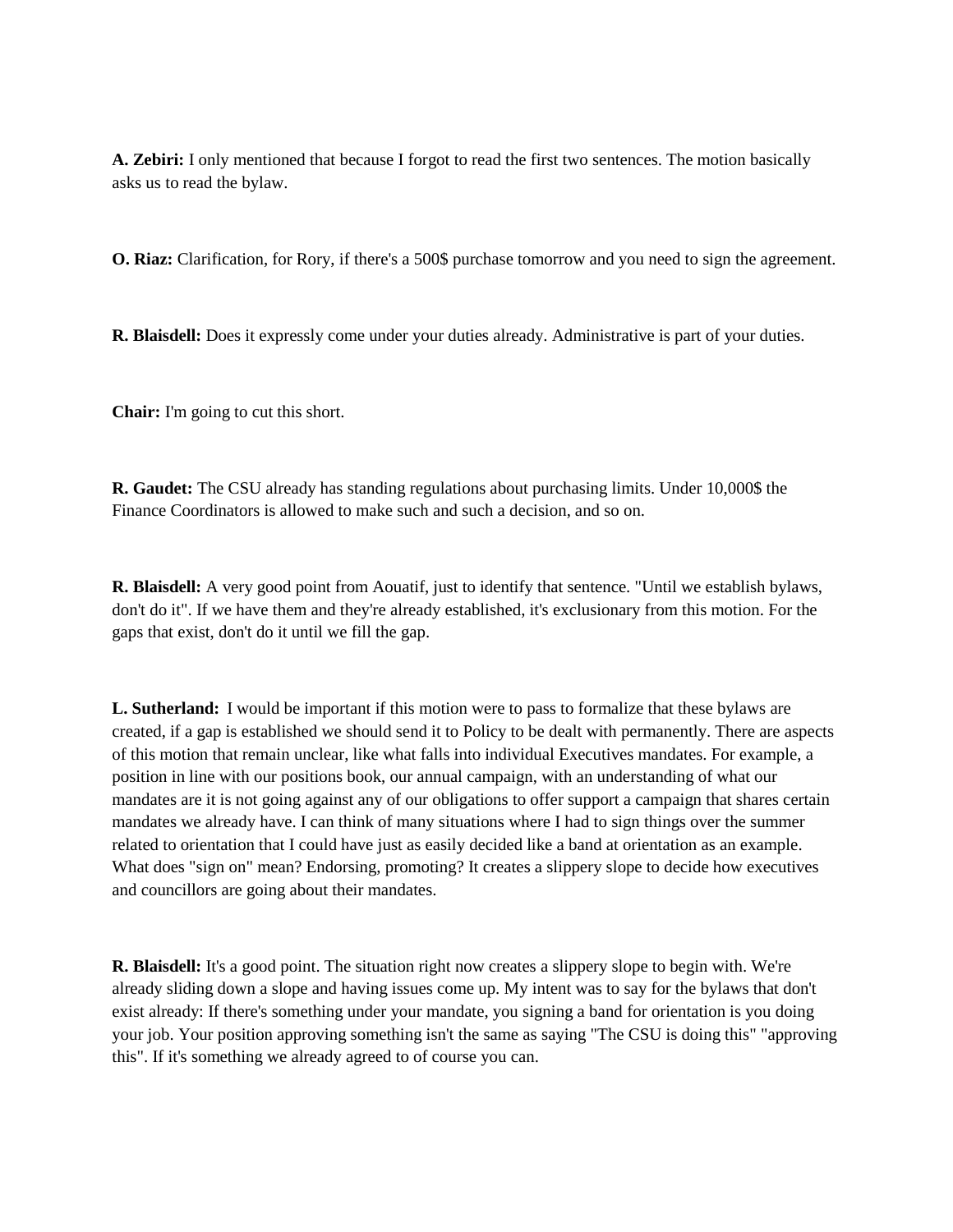**A. Zebiri:** I only mentioned that because I forgot to read the first two sentences. The motion basically asks us to read the bylaw.

**O. Riaz:** Clarification, for Rory, if there's a 500$ purchase tomorrow and you need to sign the agreement.

**R. Blaisdell:** Does it expressly come under your duties already. Administrative is part of your duties.

**Chair:** I'm going to cut this short.

**R. Gaudet:** The CSU already has standing regulations about purchasing limits. Under 10,000$ the Finance Coordinators is allowed to make such and such a decision, and so on.

**R. Blaisdell:** A very good point from Aouatif, just to identify that sentence. "Until we establish bylaws, don't do it". If we have them and they're already established, it's exclusionary from this motion. For the gaps that exist, don't do it until we fill the gap.

**L. Sutherland:** I would be important if this motion were to pass to formalize that these bylaws are created, if a gap is established we should send it to Policy to be dealt with permanently. There are aspects of this motion that remain unclear, like what falls into individual Executives mandates. For example, a position in line with our positions book, our annual campaign, with an understanding of what our mandates are it is not going against any of our obligations to offer support a campaign that shares certain mandates we already have. I can think of many situations where I had to sign things over the summer related to orientation that I could have just as easily decided like a band at orientation as an example. What does "sign on" mean? Endorsing, promoting? It creates a slippery slope to decide how executives and councillors are going about their mandates.

**R. Blaisdell:** It's a good point. The situation right now creates a slippery slope to begin with. We're already sliding down a slope and having issues come up. My intent was to say for the bylaws that don't exist already: If there's something under your mandate, you signing a band for orientation is you doing your job. Your position approving something isn't the same as saying "The CSU is doing this" "approving this". If it's something we already agreed to of course you can.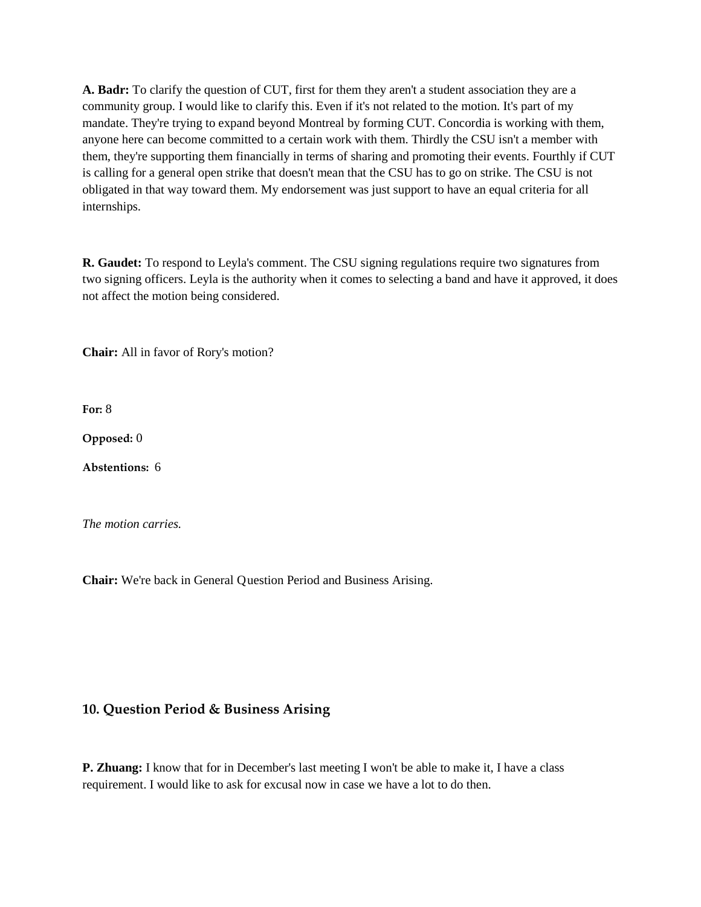**A. Badr:** To clarify the question of CUT, first for them they aren't a student association they are a community group. I would like to clarify this. Even if it's not related to the motion. It's part of my mandate. They're trying to expand beyond Montreal by forming CUT. Concordia is working with them, anyone here can become committed to a certain work with them. Thirdly the CSU isn't a member with them, they're supporting them financially in terms of sharing and promoting their events. Fourthly if CUT is calling for a general open strike that doesn't mean that the CSU has to go on strike. The CSU is not obligated in that way toward them. My endorsement was just support to have an equal criteria for all internships.

**R. Gaudet:** To respond to Leyla's comment. The CSU signing regulations require two signatures from two signing officers. Leyla is the authority when it comes to selecting a band and have it approved, it does not affect the motion being considered.

**Chair:** All in favor of Rory's motion?

**For:** 8

**Opposed:** 0

**Abstentions:** 6

*The motion carries.*

**Chair:** We're back in General Question Period and Business Arising.

## 10. Question Period & Business Arising

**P. Zhuang:** I know that for in December's last meeting I won't be able to make it, I have a class requirement. I would like to ask for excusal now in case we have a lot to do then.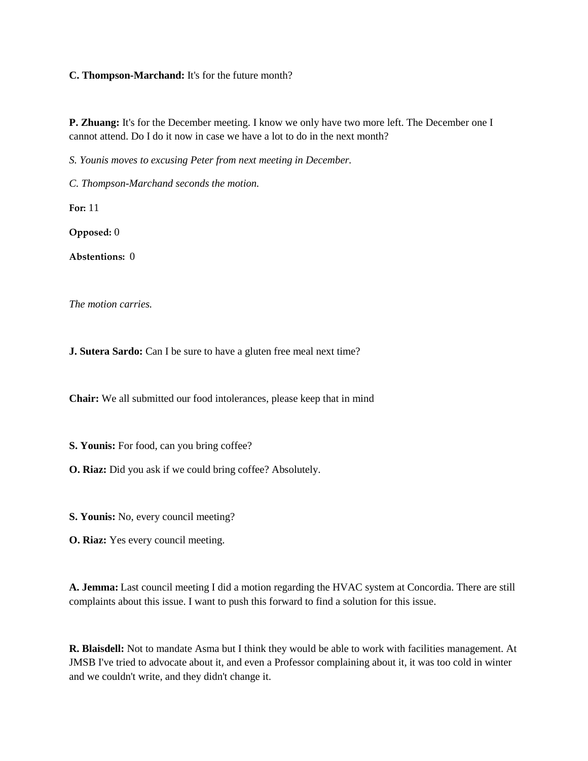**C. Thompson-Marchand:** It's for the future month?

**P. Zhuang:** It's for the December meeting. I know we only have two more left. The December one I cannot attend. Do I do it now in case we have a lot to do in the next month?

*S. Younis moves to excusing Peter from next meeting in December.*

*C. Thompson-Marchand seconds the motion.*

**For:** 11

**Opposed:** 0

**Abstentions:** 0

*The motion carries.*

**J. Sutera Sardo:** Can I be sure to have a gluten free meal next time?

**Chair:** We all submitted our food intolerances, please keep that in mind

**S. Younis:** For food, can you bring coffee?

**O. Riaz:** Did you ask if we could bring coffee? Absolutely.

**S. Younis:** No, every council meeting?

**O. Riaz:** Yes every council meeting.

**A. Jemma:** Last council meeting I did a motion regarding the HVAC system at Concordia. There are still complaints about this issue. I want to push this forward to find a solution for this issue.

**R. Blaisdell:** Not to mandate Asma but I think they would be able to work with facilities management. At JMSB I've tried to advocate about it, and even a Professor complaining about it, it was too cold in winter and we couldn't write, and they didn't change it.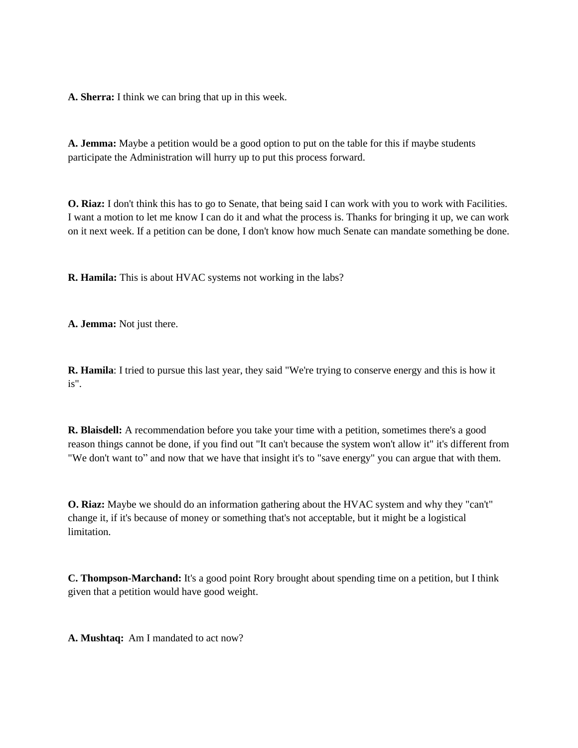**A. Sherra:** I think we can bring that up in this week.

**A. Jemma:** Maybe a petition would be a good option to put on the table for this if maybe students participate the Administration will hurry up to put this process forward.

**O. Riaz:** I don't think this has to go to Senate, that being said I can work with you to work with Facilities. I want a motion to let me know I can do it and what the process is. Thanks for bringing it up, we can work on it next week. If a petition can be done, I don't know how much Senate can mandate something be done.

**R. Hamila:** This is about HVAC systems not working in the labs?

**A. Jemma:** Not just there.

**R. Hamila**: I tried to pursue this last year, they said "We're trying to conserve energy and this is how it is".

**R. Blaisdell:** A recommendation before you take your time with a petition, sometimes there's a good reason things cannot be done, if you find out "It can't because the system won't allow it" it's different from "We don't want to” and now that we have that insight it's to "save energy" you can argue that with them.

**O. Riaz:** Maybe we should do an information gathering about the HVAC system and why they "can't" change it, if it's because of money or something that's not acceptable, but it might be a logistical limitation.

**C. Thompson-Marchand:** It's a good point Rory brought about spending time on a petition, but I think given that a petition would have good weight.

**A. Mushtaq:** Am I mandated to act now?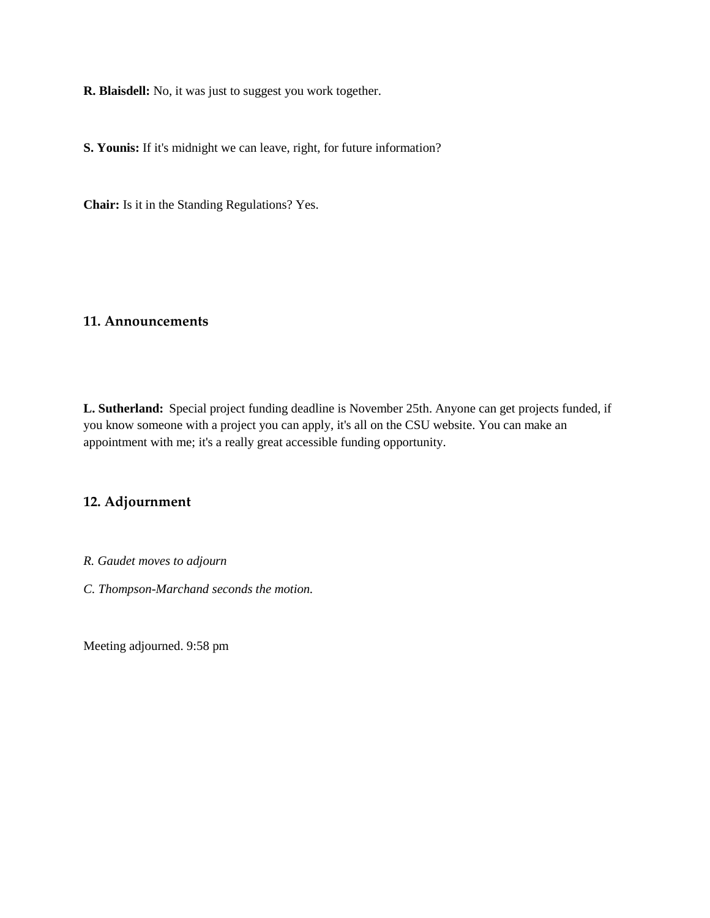**R. Blaisdell:** No, it was just to suggest you work together.

**S. Younis:** If it's midnight we can leave, right, for future information?

**Chair:** Is it in the Standing Regulations? Yes.

## 11. Announcements

**L. Sutherland:** Special project funding deadline is November 25th. Anyone can get projects funded, if you know someone with a project you can apply, it's all on the CSU website. You can make an appointment with me; it's a really great accessible funding opportunity.

## 12. Adjournment

*R. Gaudet moves to adjourn*

*C. Thompson-Marchand seconds the motion.*

Meeting adjourned. 9:58 pm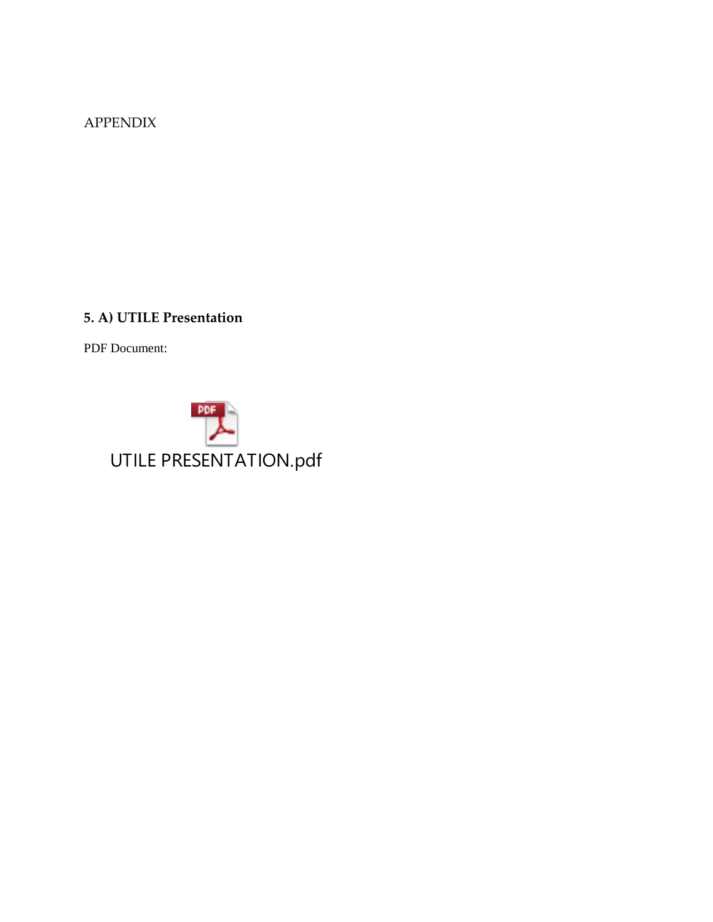APPENDIX

**5. A) UTILE Presentation**

PDF Document:

UTILE PRESENTATION.pdf